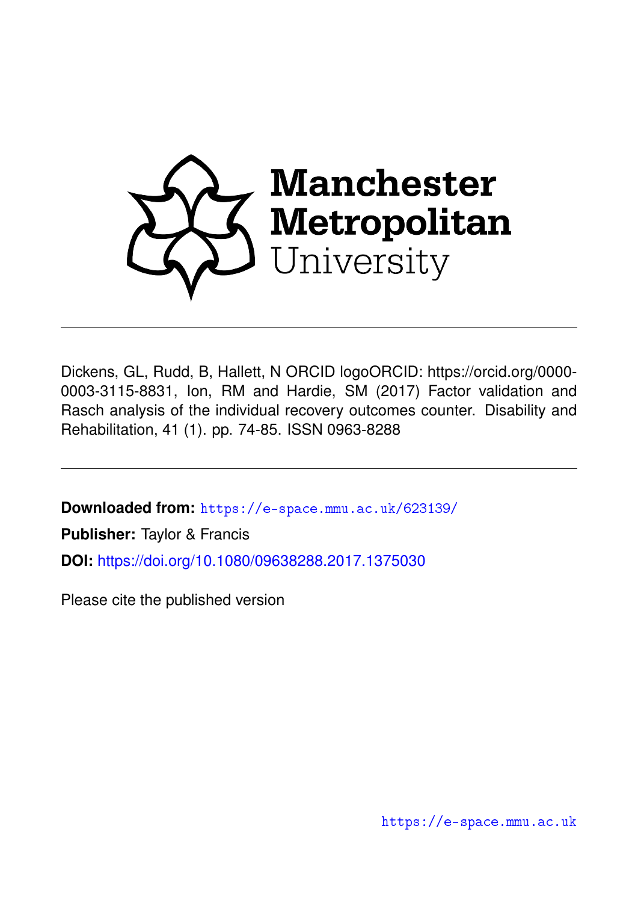Manchester Metropolitan University

---

Dickens, GL, Rudd, B, Hallett, N ORCID logoORCID: https://orcid.org/0000-0003-3115-8831, Ion, RM and Hardie, SM (2017) Factor validation and Rasch analysis of the individual recovery outcomes counter. Disability and Rehabilitation, 41 (1). pp. 74-85. ISSN 0963-8288

---

**Downloaded from:** https://e-space.mmu.ac.uk/623139/

**Publisher:** Taylor & Francis

**DOI:** https://doi.org/10.1080/09638288.2017.1375030

Please cite the published version

https://e-space.mmu.ac.uk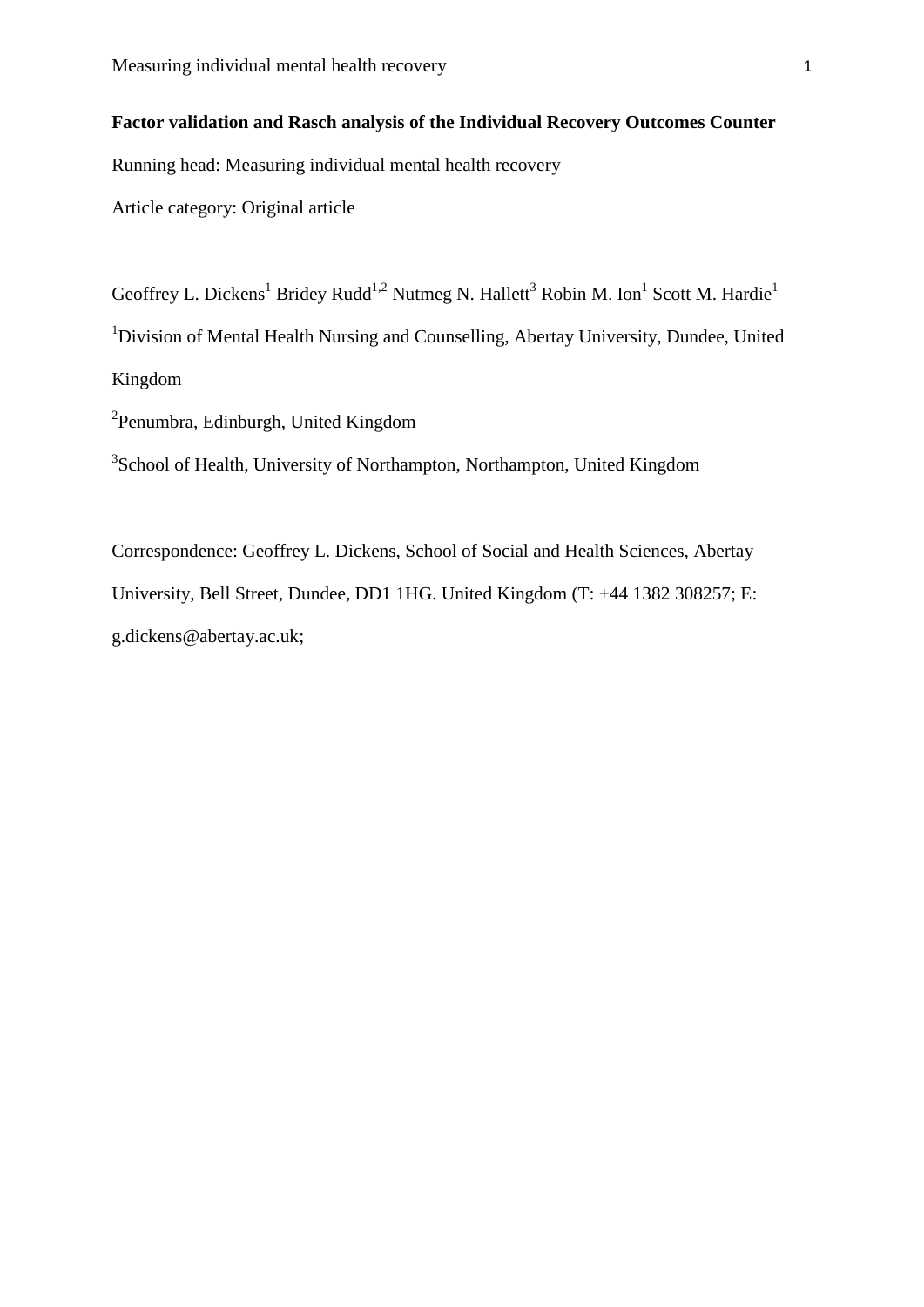**Factor validation and Rasch analysis of the Individual Recovery Outcomes Counter**

Running head: Measuring individual mental health recovery

Article category: Original article

Geoffrey L. Dickens[1] Bridey Rudd[1,2] Nutmeg N. Hallett[3] Robin M. Ion[1] Scott M. Hardie[1]

[1]Division of Mental Health Nursing and Counselling, Abertay University, Dundee, United Kingdom

[2]Penumbra, Edinburgh, United Kingdom

[3]School of Health, University of Northampton, Northampton, United Kingdom

Correspondence: Geoffrey L. Dickens, School of Social and Health Sciences, Abertay University, Bell Street, Dundee, DD1 1HG. United Kingdom (T: +44 1382 308257; E: g.dickens@abertay.ac.uk;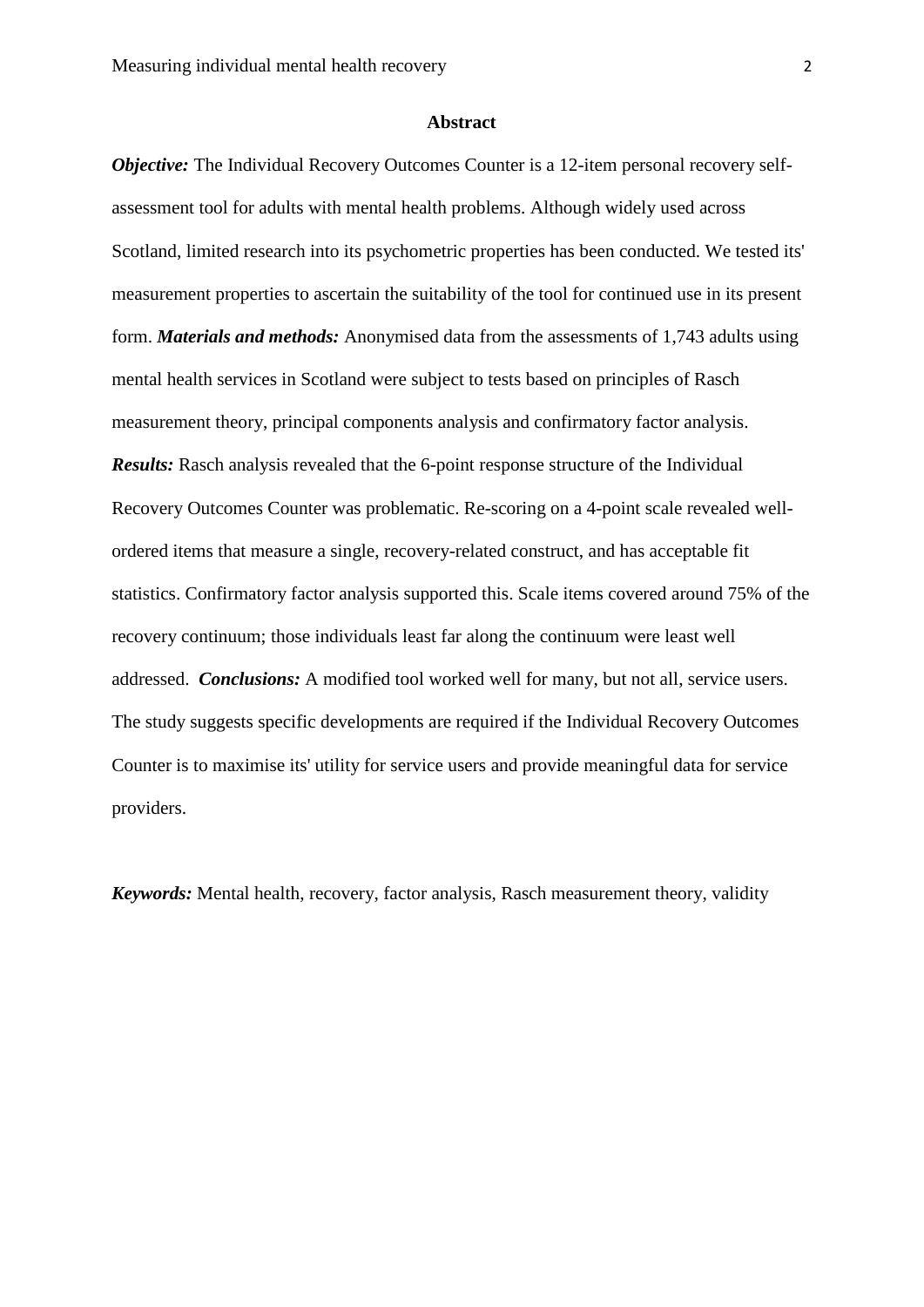## Abstract

***Objective:*** The Individual Recovery Outcomes Counter is a 12-item personal recovery self-assessment tool for adults with mental health problems. Although widely used across Scotland, limited research into its psychometric properties has been conducted. We tested its' measurement properties to ascertain the suitability of the tool for continued use in its present form. ***Materials and methods:*** Anonymised data from the assessments of 1,743 adults using mental health services in Scotland were subject to tests based on principles of Rasch measurement theory, principal components analysis and confirmatory factor analysis. ***Results:*** Rasch analysis revealed that the 6-point response structure of the Individual Recovery Outcomes Counter was problematic. Re-scoring on a 4-point scale revealed well-ordered items that measure a single, recovery-related construct, and has acceptable fit statistics. Confirmatory factor analysis supported this. Scale items covered around 75% of the recovery continuum; those individuals least far along the continuum were least well addressed. ***Conclusions:*** A modified tool worked well for many, but not all, service users. The study suggests specific developments are required if the Individual Recovery Outcomes Counter is to maximise its' utility for service users and provide meaningful data for service providers.

***Keywords:*** Mental health, recovery, factor analysis, Rasch measurement theory, validity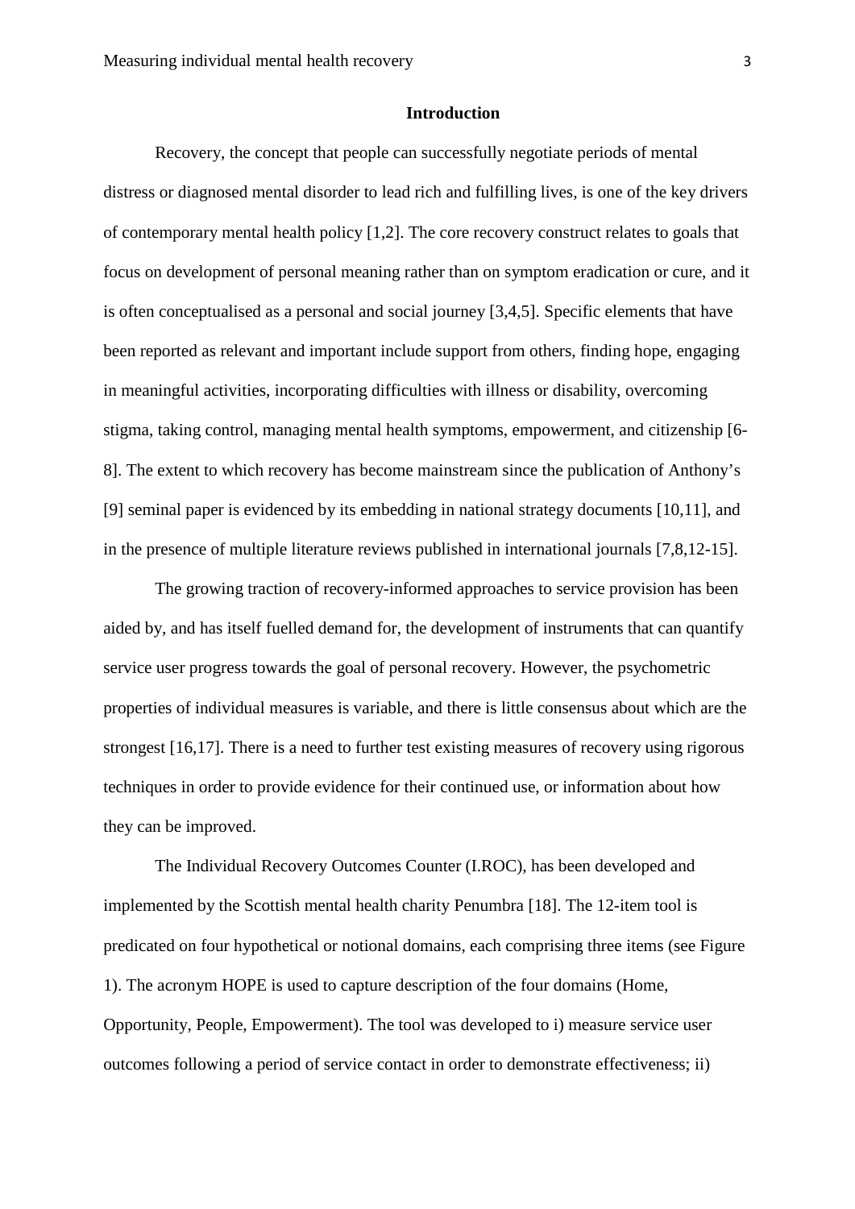## Introduction

Recovery, the concept that people can successfully negotiate periods of mental distress or diagnosed mental disorder to lead rich and fulfilling lives, is one of the key drivers of contemporary mental health policy [1,2]. The core recovery construct relates to goals that focus on development of personal meaning rather than on symptom eradication or cure, and it is often conceptualised as a personal and social journey [3,4,5]. Specific elements that have been reported as relevant and important include support from others, finding hope, engaging in meaningful activities, incorporating difficulties with illness or disability, overcoming stigma, taking control, managing mental health symptoms, empowerment, and citizenship [6-8]. The extent to which recovery has become mainstream since the publication of Anthony's [9] seminal paper is evidenced by its embedding in national strategy documents [10,11], and in the presence of multiple literature reviews published in international journals [7,8,12-15].

The growing traction of recovery-informed approaches to service provision has been aided by, and has itself fuelled demand for, the development of instruments that can quantify service user progress towards the goal of personal recovery. However, the psychometric properties of individual measures is variable, and there is little consensus about which are the strongest [16,17]. There is a need to further test existing measures of recovery using rigorous techniques in order to provide evidence for their continued use, or information about how they can be improved.

The Individual Recovery Outcomes Counter (I.ROC), has been developed and implemented by the Scottish mental health charity Penumbra [18]. The 12-item tool is predicated on four hypothetical or notional domains, each comprising three items (see Figure 1). The acronym HOPE is used to capture description of the four domains (Home, Opportunity, People, Empowerment). The tool was developed to i) measure service user outcomes following a period of service contact in order to demonstrate effectiveness; ii)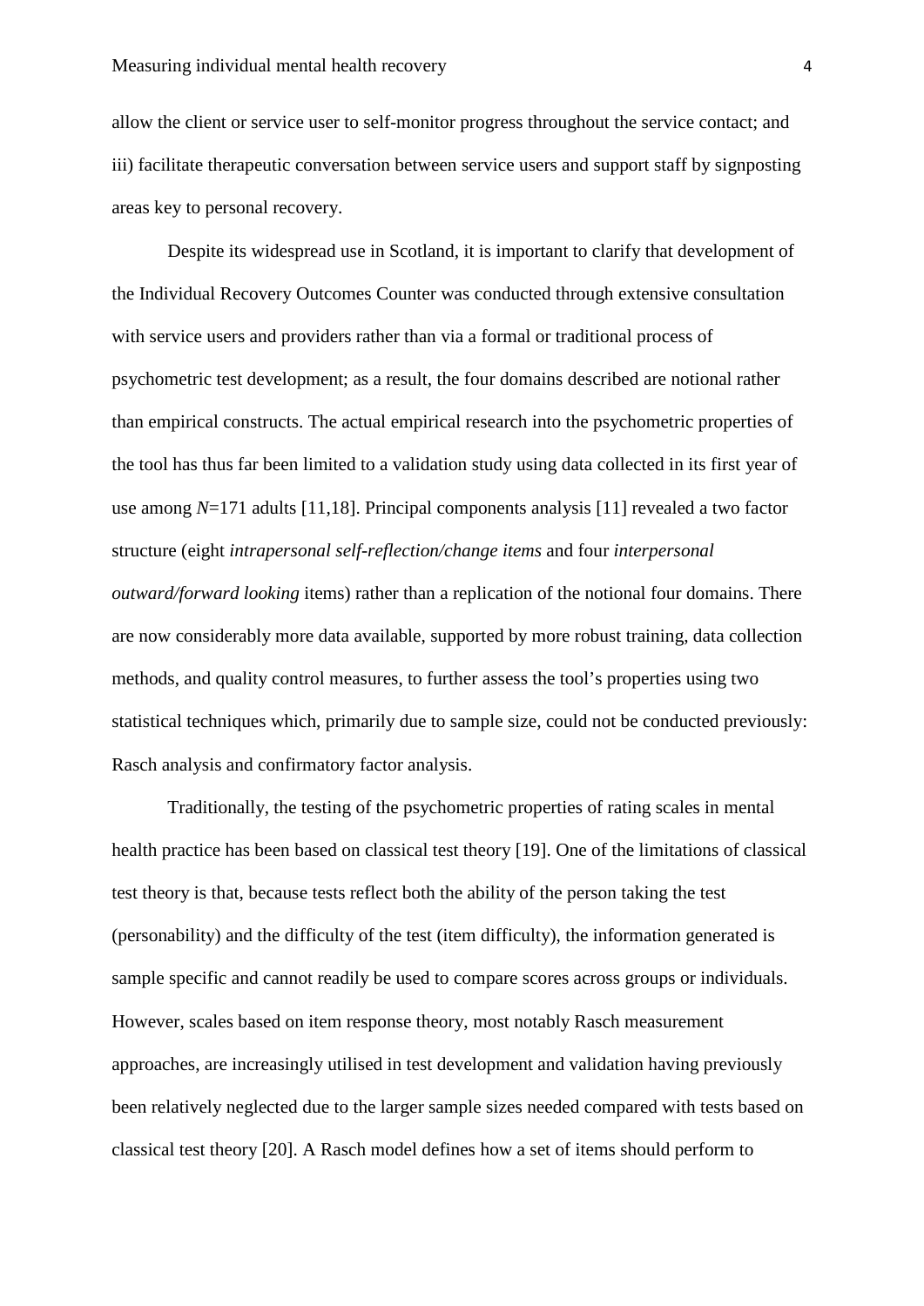allow the client or service user to self-monitor progress throughout the service contact; and iii) facilitate therapeutic conversation between service users and support staff by signposting areas key to personal recovery.

Despite its widespread use in Scotland, it is important to clarify that development of the Individual Recovery Outcomes Counter was conducted through extensive consultation with service users and providers rather than via a formal or traditional process of psychometric test development; as a result, the four domains described are notional rather than empirical constructs. The actual empirical research into the psychometric properties of the tool has thus far been limited to a validation study using data collected in its first year of use among *N*=171 adults [11,18]. Principal components analysis [11] revealed a two factor structure (eight *intrapersonal self-reflection/change items* and four *interpersonal outward/forward looking* items) rather than a replication of the notional four domains. There are now considerably more data available, supported by more robust training, data collection methods, and quality control measures, to further assess the tool's properties using two statistical techniques which, primarily due to sample size, could not be conducted previously: Rasch analysis and confirmatory factor analysis.

Traditionally, the testing of the psychometric properties of rating scales in mental health practice has been based on classical test theory [19]. One of the limitations of classical test theory is that, because tests reflect both the ability of the person taking the test (personability) and the difficulty of the test (item difficulty), the information generated is sample specific and cannot readily be used to compare scores across groups or individuals. However, scales based on item response theory, most notably Rasch measurement approaches, are increasingly utilised in test development and validation having previously been relatively neglected due to the larger sample sizes needed compared with tests based on classical test theory [20]. A Rasch model defines how a set of items should perform to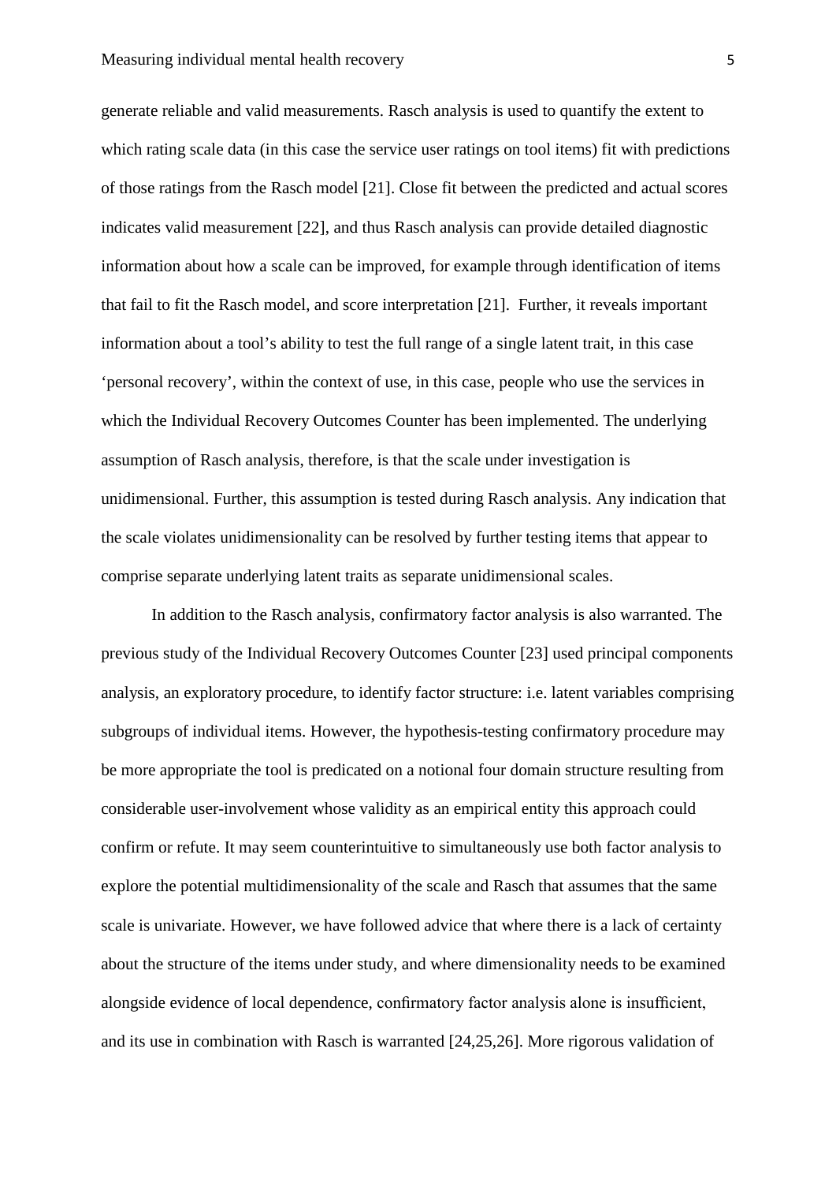generate reliable and valid measurements. Rasch analysis is used to quantify the extent to which rating scale data (in this case the service user ratings on tool items) fit with predictions of those ratings from the Rasch model [21]. Close fit between the predicted and actual scores indicates valid measurement [22], and thus Rasch analysis can provide detailed diagnostic information about how a scale can be improved, for example through identification of items that fail to fit the Rasch model, and score interpretation [21]. Further, it reveals important information about a tool's ability to test the full range of a single latent trait, in this case 'personal recovery', within the context of use, in this case, people who use the services in which the Individual Recovery Outcomes Counter has been implemented. The underlying assumption of Rasch analysis, therefore, is that the scale under investigation is unidimensional. Further, this assumption is tested during Rasch analysis. Any indication that the scale violates unidimensionality can be resolved by further testing items that appear to comprise separate underlying latent traits as separate unidimensional scales.

In addition to the Rasch analysis, confirmatory factor analysis is also warranted. The previous study of the Individual Recovery Outcomes Counter [23] used principal components analysis, an exploratory procedure, to identify factor structure: i.e. latent variables comprising subgroups of individual items. However, the hypothesis-testing confirmatory procedure may be more appropriate the tool is predicated on a notional four domain structure resulting from considerable user-involvement whose validity as an empirical entity this approach could confirm or refute. It may seem counterintuitive to simultaneously use both factor analysis to explore the potential multidimensionality of the scale and Rasch that assumes that the same scale is univariate. However, we have followed advice that where there is a lack of certainty about the structure of the items under study, and where dimensionality needs to be examined alongside evidence of local dependence, confirmatory factor analysis alone is insufficient, and its use in combination with Rasch is warranted [24,25,26]. More rigorous validation of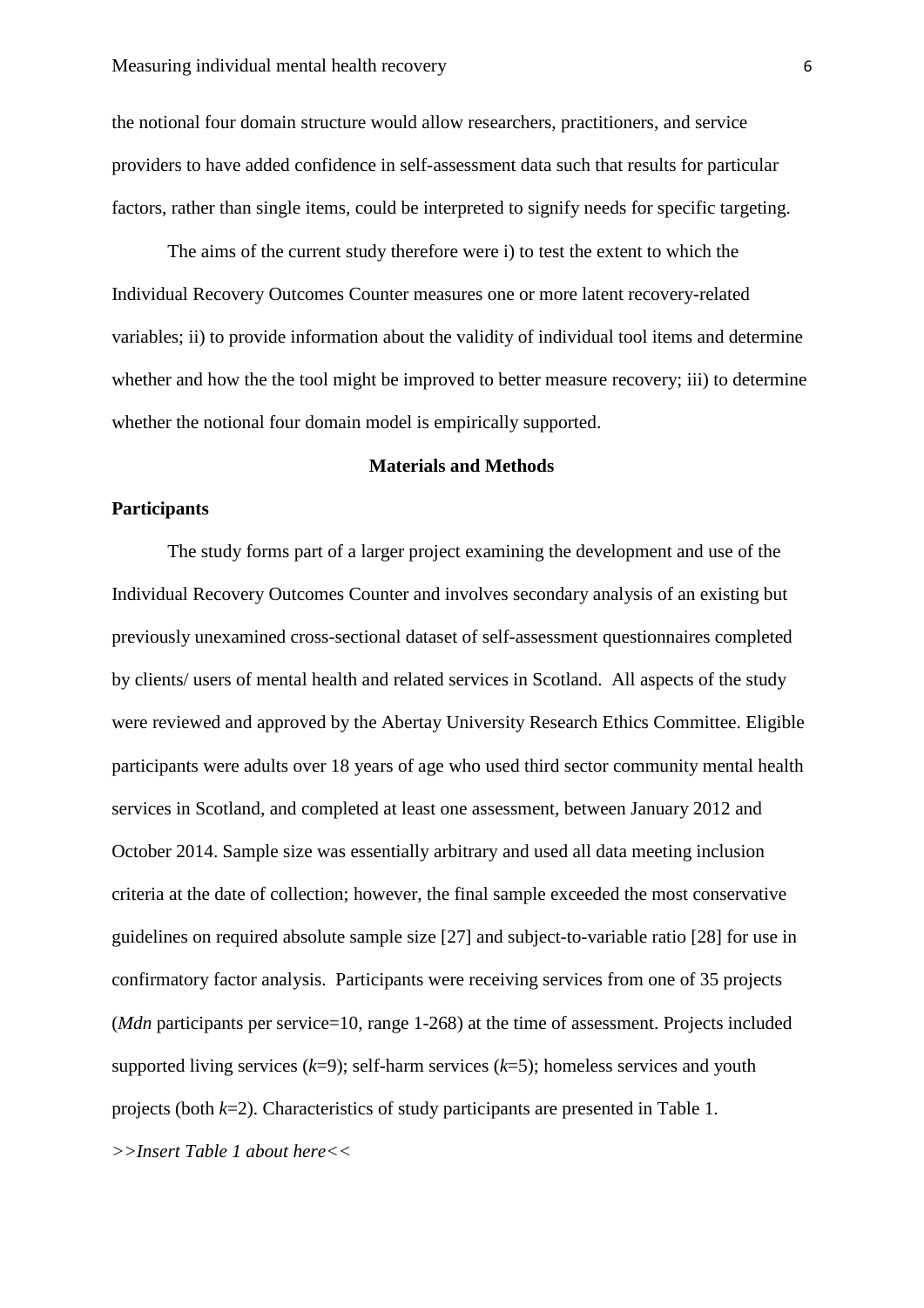the notional four domain structure would allow researchers, practitioners, and service providers to have added confidence in self-assessment data such that results for particular factors, rather than single items, could be interpreted to signify needs for specific targeting.

The aims of the current study therefore were i) to test the extent to which the Individual Recovery Outcomes Counter measures one or more latent recovery-related variables; ii) to provide information about the validity of individual tool items and determine whether and how the the tool might be improved to better measure recovery; iii) to determine whether the notional four domain model is empirically supported.

## Materials and Methods

### Participants

The study forms part of a larger project examining the development and use of the Individual Recovery Outcomes Counter and involves secondary analysis of an existing but previously unexamined cross-sectional dataset of self-assessment questionnaires completed by clients/ users of mental health and related services in Scotland. All aspects of the study were reviewed and approved by the Abertay University Research Ethics Committee. Eligible participants were adults over 18 years of age who used third sector community mental health services in Scotland, and completed at least one assessment, between January 2012 and October 2014. Sample size was essentially arbitrary and used all data meeting inclusion criteria at the date of collection; however, the final sample exceeded the most conservative guidelines on required absolute sample size [27] and subject-to-variable ratio [28] for use in confirmatory factor analysis. Participants were receiving services from one of 35 projects (*Mdn* participants per service=10, range 1-268) at the time of assessment. Projects included supported living services (*k*=9); self-harm services (*k*=5); homeless services and youth projects (both *k*=2). Characteristics of study participants are presented in Table 1.

*>>Insert Table 1 about here<<*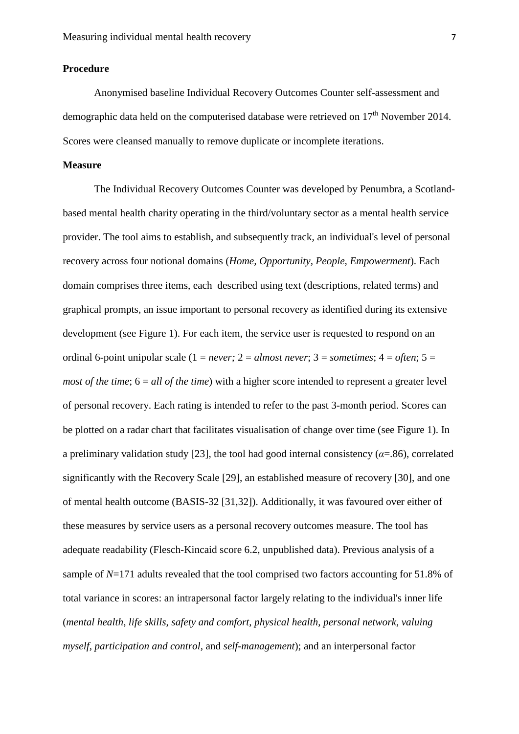**Procedure**

Anonymised baseline Individual Recovery Outcomes Counter self-assessment and demographic data held on the computerised database were retrieved on 17th November 2014. Scores were cleansed manually to remove duplicate or incomplete iterations.

**Measure**

The Individual Recovery Outcomes Counter was developed by Penumbra, a Scotland-based mental health charity operating in the third/voluntary sector as a mental health service provider. The tool aims to establish, and subsequently track, an individual's level of personal recovery across four notional domains (*Home, Opportunity*, *People, Empowerment*). Each domain comprises three items, each described using text (descriptions, related terms) and graphical prompts, an issue important to personal recovery as identified during its extensive development (see Figure 1). For each item, the service user is requested to respond on an ordinal 6-point unipolar scale (1 = *never;* 2 = *almost never*; 3 = *sometimes*; 4 = *often*; 5 = *most of the time*; 6 = *all of the time*) with a higher score intended to represent a greater level of personal recovery. Each rating is intended to refer to the past 3-month period. Scores can be plotted on a radar chart that facilitates visualisation of change over time (see Figure 1). In a preliminary validation study [23], the tool had good internal consistency ($\alpha$=.86), correlated significantly with the Recovery Scale [29], an established measure of recovery [30], and one of mental health outcome (BASIS-32 [31,32]). Additionally, it was favoured over either of these measures by service users as a personal recovery outcomes measure. The tool has adequate readability (Flesch-Kincaid score 6.2, unpublished data). Previous analysis of a sample of *N*=171 adults revealed that the tool comprised two factors accounting for 51.8% of total variance in scores: an intrapersonal factor largely relating to the individual's inner life (*mental health*, *life skills*, *safety and comfort*, *physical health*, *personal network*, *valuing myself*, *participation and control*, and *self-management*); and an interpersonal factor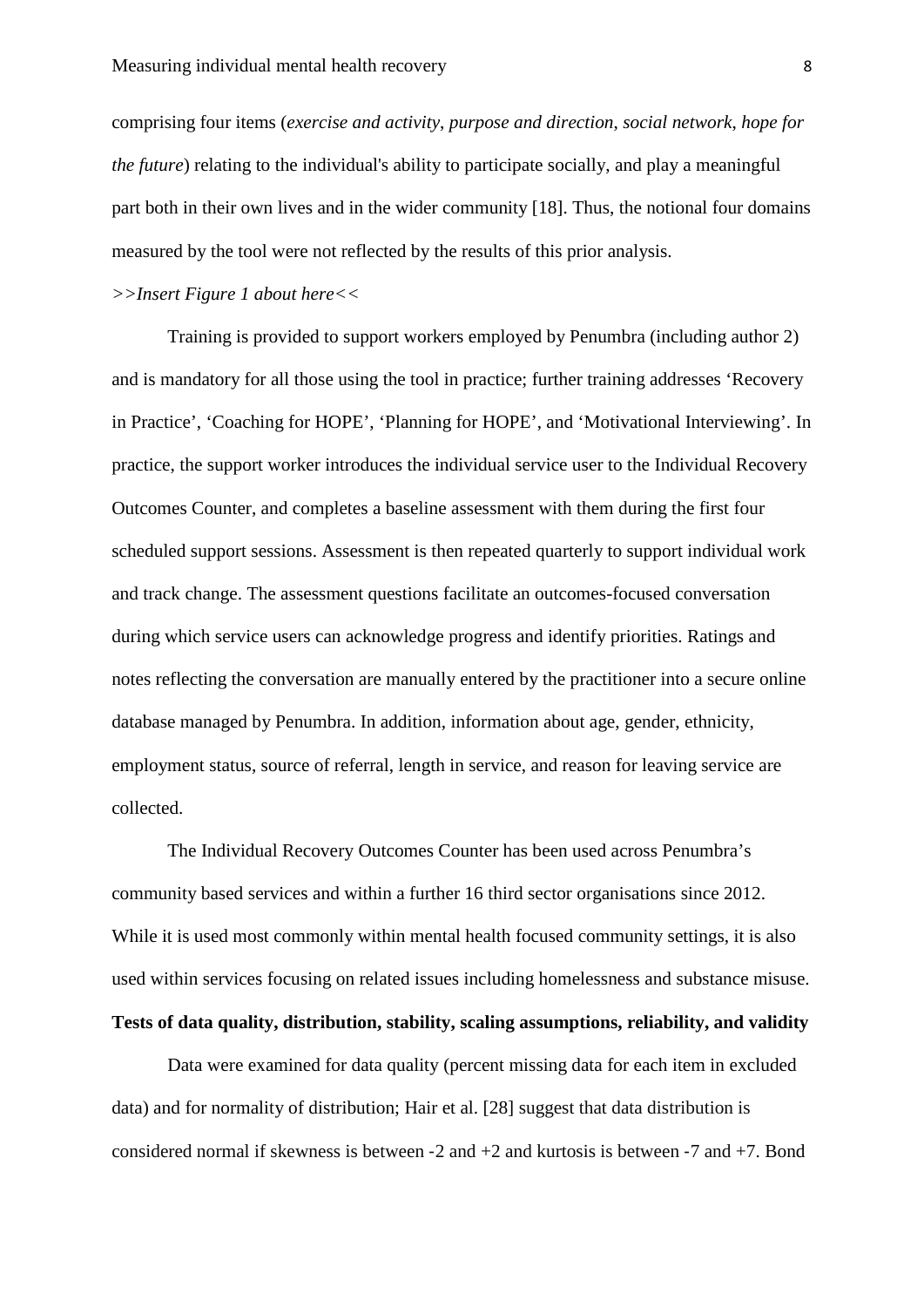comprising four items (*exercise and activity*, *purpose and direction*, *social network*, *hope for the future*) relating to the individual's ability to participate socially, and play a meaningful part both in their own lives and in the wider community [18]. Thus, the notional four domains measured by the tool were not reflected by the results of this prior analysis.

*>>Insert Figure 1 about here<<*

Training is provided to support workers employed by Penumbra (including author 2) and is mandatory for all those using the tool in practice; further training addresses 'Recovery in Practice', 'Coaching for HOPE', 'Planning for HOPE', and 'Motivational Interviewing'. In practice, the support worker introduces the individual service user to the Individual Recovery Outcomes Counter, and completes a baseline assessment with them during the first four scheduled support sessions. Assessment is then repeated quarterly to support individual work and track change. The assessment questions facilitate an outcomes-focused conversation during which service users can acknowledge progress and identify priorities. Ratings and notes reflecting the conversation are manually entered by the practitioner into a secure online database managed by Penumbra. In addition, information about age, gender, ethnicity, employment status, source of referral, length in service, and reason for leaving service are collected.

The Individual Recovery Outcomes Counter has been used across Penumbra's community based services and within a further 16 third sector organisations since 2012. While it is used most commonly within mental health focused community settings, it is also used within services focusing on related issues including homelessness and substance misuse.

**Tests of data quality, distribution, stability, scaling assumptions, reliability, and validity**

Data were examined for data quality (percent missing data for each item in excluded data) and for normality of distribution; Hair et al. [28] suggest that data distribution is considered normal if skewness is between -2 and +2 and kurtosis is between -7 and +7. Bond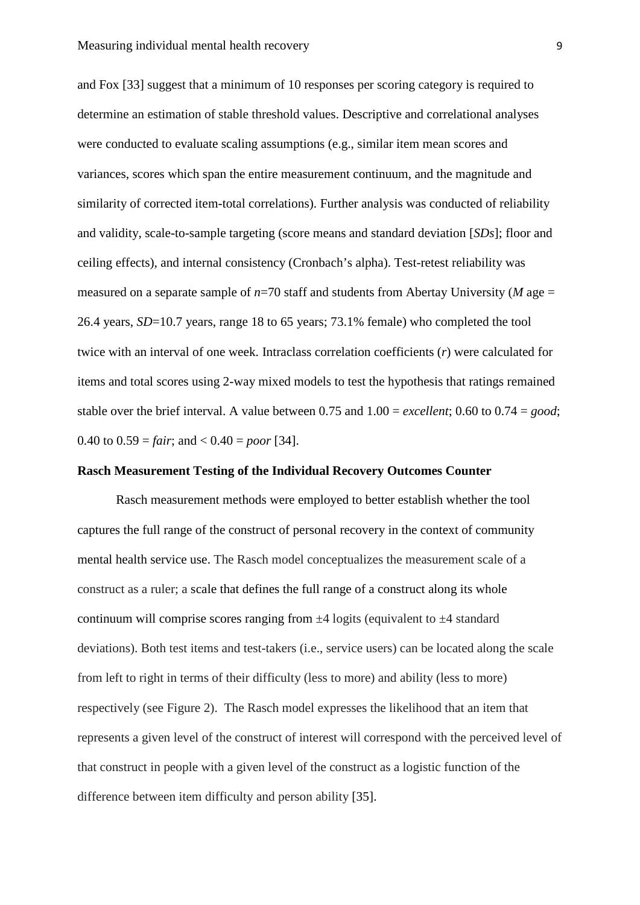and Fox [33] suggest that a minimum of 10 responses per scoring category is required to determine an estimation of stable threshold values. Descriptive and correlational analyses were conducted to evaluate scaling assumptions (e.g., similar item mean scores and variances, scores which span the entire measurement continuum, and the magnitude and similarity of corrected item-total correlations). Further analysis was conducted of reliability and validity, scale-to-sample targeting (score means and standard deviation [*SDs*]; floor and ceiling effects), and internal consistency (Cronbach's alpha). Test-retest reliability was measured on a separate sample of $n$=70 staff and students from Abertay University ($M$ age = 26.4 years, $SD$=10.7 years, range 18 to 65 years; 73.1% female) who completed the tool twice with an interval of one week. Intraclass correlation coefficients ($r$) were calculated for items and total scores using 2-way mixed models to test the hypothesis that ratings remained stable over the brief interval. A value between 0.75 and 1.00 = *excellent*; 0.60 to 0.74 = *good*; 0.40 to 0.59 = *fair*; and < 0.40 = *poor* [34].

**Rasch Measurement Testing of the Individual Recovery Outcomes Counter**

Rasch measurement methods were employed to better establish whether the tool captures the full range of the construct of personal recovery in the context of community mental health service use. The Rasch model conceptualizes the measurement scale of a construct as a ruler; a scale that defines the full range of a construct along its whole continuum will comprise scores ranging from ±4 logits (equivalent to ±4 standard deviations). Both test items and test-takers (i.e., service users) can be located along the scale from left to right in terms of their difficulty (less to more) and ability (less to more) respectively (see Figure 2). The Rasch model expresses the likelihood that an item that represents a given level of the construct of interest will correspond with the perceived level of that construct in people with a given level of the construct as a logistic function of the difference between item difficulty and person ability [35].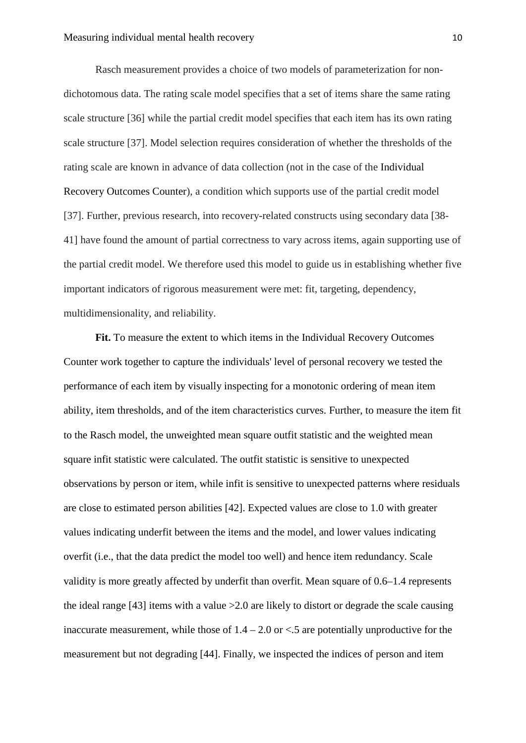Rasch measurement provides a choice of two models of parameterization for non-dichotomous data. The rating scale model specifies that a set of items share the same rating scale structure [36] while the partial credit model specifies that each item has its own rating scale structure [37]. Model selection requires consideration of whether the thresholds of the rating scale are known in advance of data collection (not in the case of the Individual Recovery Outcomes Counter), a condition which supports use of the partial credit model [37]. Further, previous research, into recovery-related constructs using secondary data [38-41] have found the amount of partial correctness to vary across items, again supporting use of the partial credit model. We therefore used this model to guide us in establishing whether five important indicators of rigorous measurement were met: fit, targeting, dependency, multidimensionality, and reliability.

**Fit.** To measure the extent to which items in the Individual Recovery Outcomes Counter work together to capture the individuals' level of personal recovery we tested the performance of each item by visually inspecting for a monotonic ordering of mean item ability, item thresholds, and of the item characteristics curves. Further, to measure the item fit to the Rasch model, the unweighted mean square outfit statistic and the weighted mean square infit statistic were calculated. The outfit statistic is sensitive to unexpected observations by person or item, while infit is sensitive to unexpected patterns where residuals are close to estimated person abilities [42]. Expected values are close to 1.0 with greater values indicating underfit between the items and the model, and lower values indicating overfit (i.e., that the data predict the model too well) and hence item redundancy. Scale validity is more greatly affected by underfit than overfit. Mean square of 0.6–1.4 represents the ideal range [43] items with a value >2.0 are likely to distort or degrade the scale causing inaccurate measurement, while those of 1.4 – 2.0 or <.5 are potentially unproductive for the measurement but not degrading [44]. Finally, we inspected the indices of person and item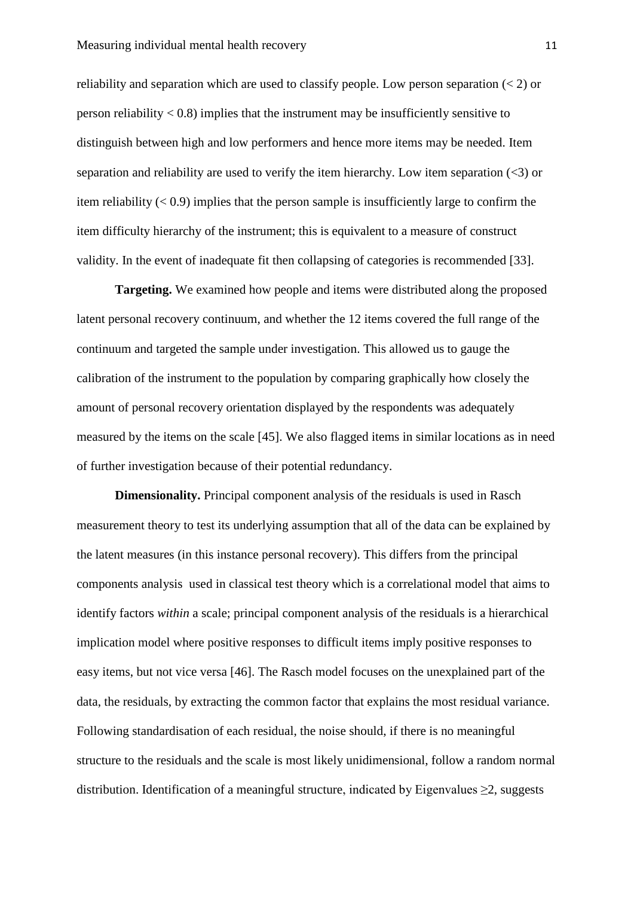reliability and separation which are used to classify people. Low person separation (< 2) or person reliability < 0.8) implies that the instrument may be insufficiently sensitive to distinguish between high and low performers and hence more items may be needed. Item separation and reliability are used to verify the item hierarchy. Low item separation (<3) or item reliability (< 0.9) implies that the person sample is insufficiently large to confirm the item difficulty hierarchy of the instrument; this is equivalent to a measure of construct validity. In the event of inadequate fit then collapsing of categories is recommended [33].

**Targeting.** We examined how people and items were distributed along the proposed latent personal recovery continuum, and whether the 12 items covered the full range of the continuum and targeted the sample under investigation. This allowed us to gauge the calibration of the instrument to the population by comparing graphically how closely the amount of personal recovery orientation displayed by the respondents was adequately measured by the items on the scale [45]. We also flagged items in similar locations as in need of further investigation because of their potential redundancy.

**Dimensionality.** Principal component analysis of the residuals is used in Rasch measurement theory to test its underlying assumption that all of the data can be explained by the latent measures (in this instance personal recovery). This differs from the principal components analysis used in classical test theory which is a correlational model that aims to identify factors *within* a scale; principal component analysis of the residuals is a hierarchical implication model where positive responses to difficult items imply positive responses to easy items, but not vice versa [46]. The Rasch model focuses on the unexplained part of the data, the residuals, by extracting the common factor that explains the most residual variance. Following standardisation of each residual, the noise should, if there is no meaningful structure to the residuals and the scale is most likely unidimensional, follow a random normal distribution. Identification of a meaningful structure, indicated by Eigenvalues $\geq 2$, suggests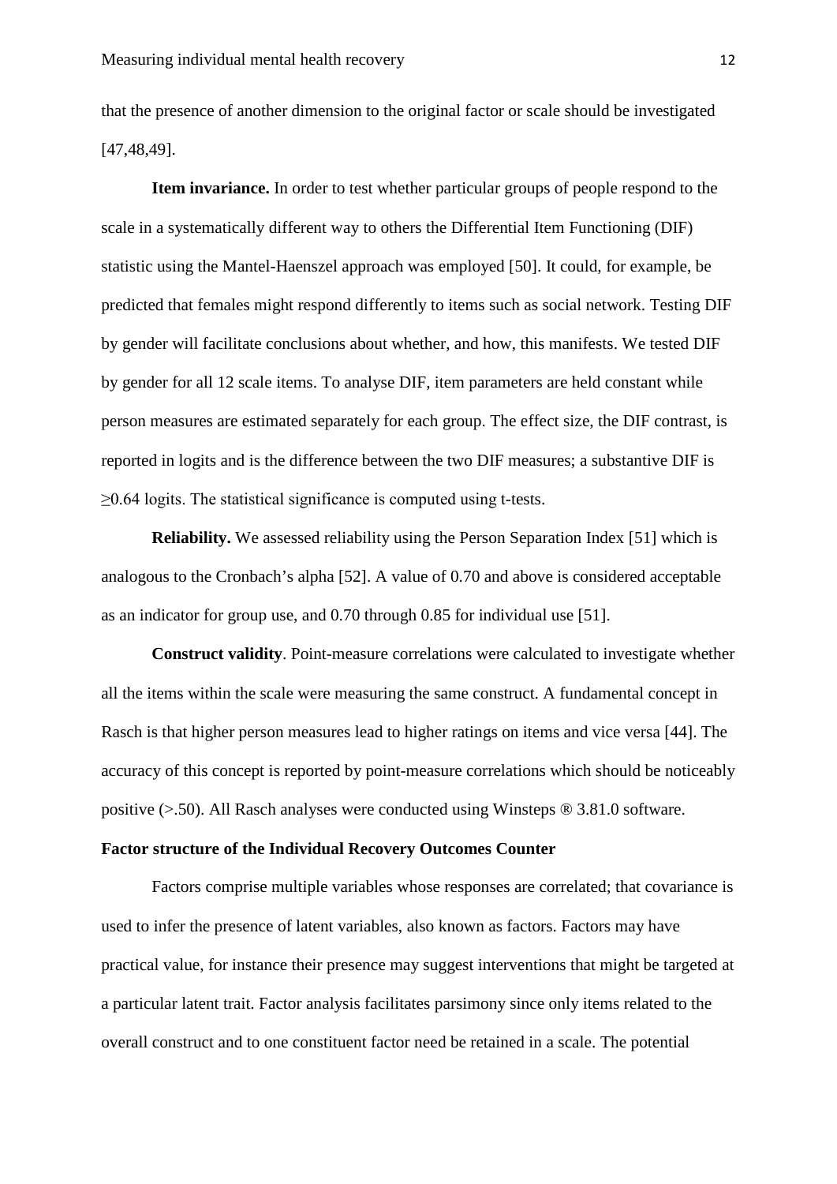that the presence of another dimension to the original factor or scale should be investigated [47,48,49].

**Item invariance.** In order to test whether particular groups of people respond to the scale in a systematically different way to others the Differential Item Functioning (DIF) statistic using the Mantel-Haenszel approach was employed [50]. It could, for example, be predicted that females might respond differently to items such as social network. Testing DIF by gender will facilitate conclusions about whether, and how, this manifests. We tested DIF by gender for all 12 scale items. To analyse DIF, item parameters are held constant while person measures are estimated separately for each group. The effect size, the DIF contrast, is reported in logits and is the difference between the two DIF measures; a substantive DIF is $\geq$0.64 logits. The statistical significance is computed using t-tests.

**Reliability.** We assessed reliability using the Person Separation Index [51] which is analogous to the Cronbach's alpha [52]. A value of 0.70 and above is considered acceptable as an indicator for group use, and 0.70 through 0.85 for individual use [51].

**Construct validity**. Point-measure correlations were calculated to investigate whether all the items within the scale were measuring the same construct. A fundamental concept in Rasch is that higher person measures lead to higher ratings on items and vice versa [44]. The accuracy of this concept is reported by point-measure correlations which should be noticeably positive (>.50). All Rasch analyses were conducted using Winsteps ® 3.81.0 software.

**Factor structure of the Individual Recovery Outcomes Counter**

Factors comprise multiple variables whose responses are correlated; that covariance is used to infer the presence of latent variables, also known as factors. Factors may have practical value, for instance their presence may suggest interventions that might be targeted at a particular latent trait. Factor analysis facilitates parsimony since only items related to the overall construct and to one constituent factor need be retained in a scale. The potential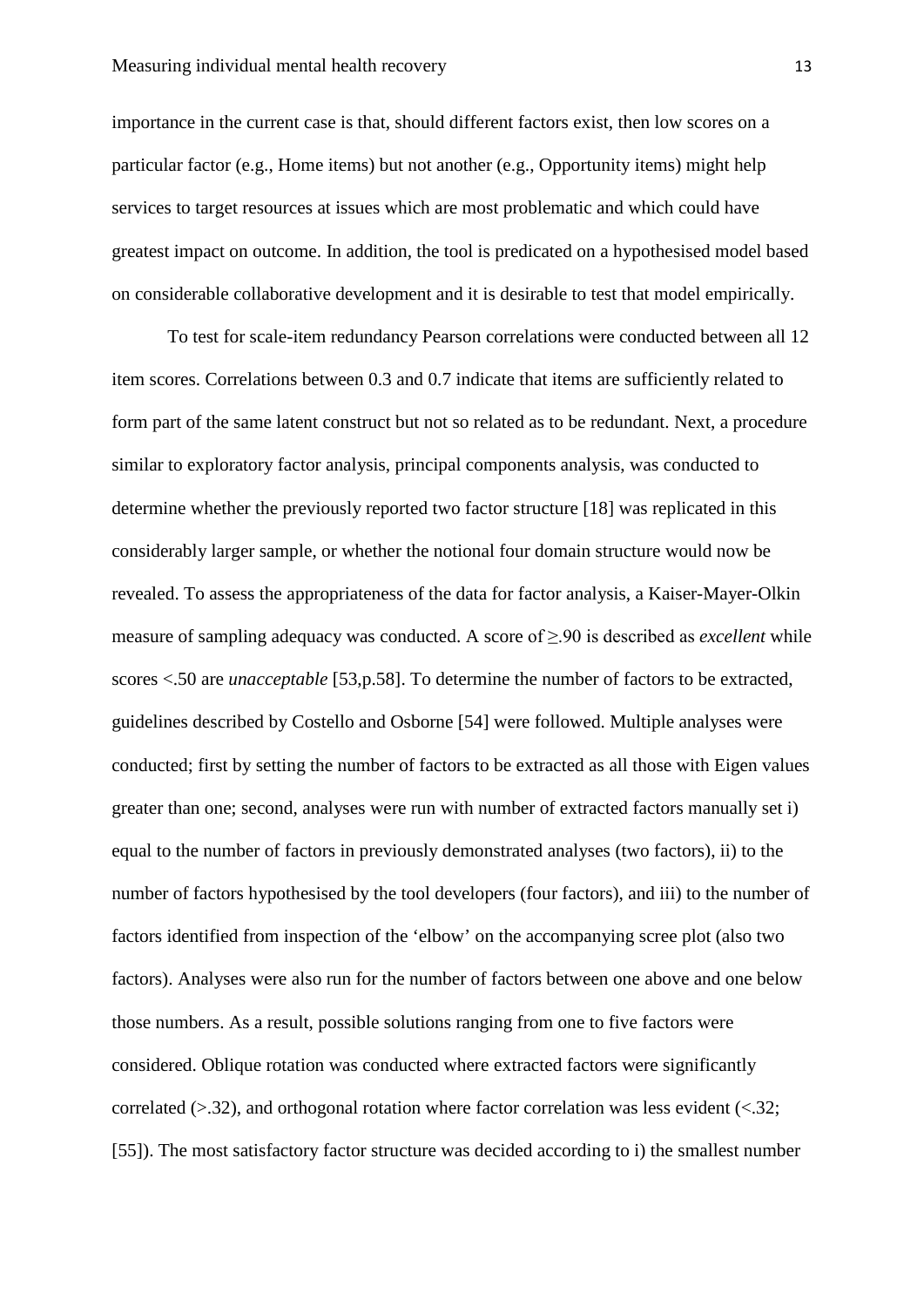importance in the current case is that, should different factors exist, then low scores on a particular factor (e.g., Home items) but not another (e.g., Opportunity items) might help services to target resources at issues which are most problematic and which could have greatest impact on outcome. In addition, the tool is predicated on a hypothesised model based on considerable collaborative development and it is desirable to test that model empirically.

To test for scale-item redundancy Pearson correlations were conducted between all 12 item scores. Correlations between 0.3 and 0.7 indicate that items are sufficiently related to form part of the same latent construct but not so related as to be redundant. Next, a procedure similar to exploratory factor analysis, principal components analysis, was conducted to determine whether the previously reported two factor structure [18] was replicated in this considerably larger sample, or whether the notional four domain structure would now be revealed. To assess the appropriateness of the data for factor analysis, a Kaiser-Mayer-Olkin measure of sampling adequacy was conducted. A score of ≥.90 is described as *excellent* while scores <.50 are *unacceptable* [53,p.58]. To determine the number of factors to be extracted, guidelines described by Costello and Osborne [54] were followed. Multiple analyses were conducted; first by setting the number of factors to be extracted as all those with Eigen values greater than one; second, analyses were run with number of extracted factors manually set i) equal to the number of factors in previously demonstrated analyses (two factors), ii) to the number of factors hypothesised by the tool developers (four factors), and iii) to the number of factors identified from inspection of the 'elbow' on the accompanying scree plot (also two factors). Analyses were also run for the number of factors between one above and one below those numbers. As a result, possible solutions ranging from one to five factors were considered. Oblique rotation was conducted where extracted factors were significantly correlated (>.32), and orthogonal rotation where factor correlation was less evident (<.32; [55]). The most satisfactory factor structure was decided according to i) the smallest number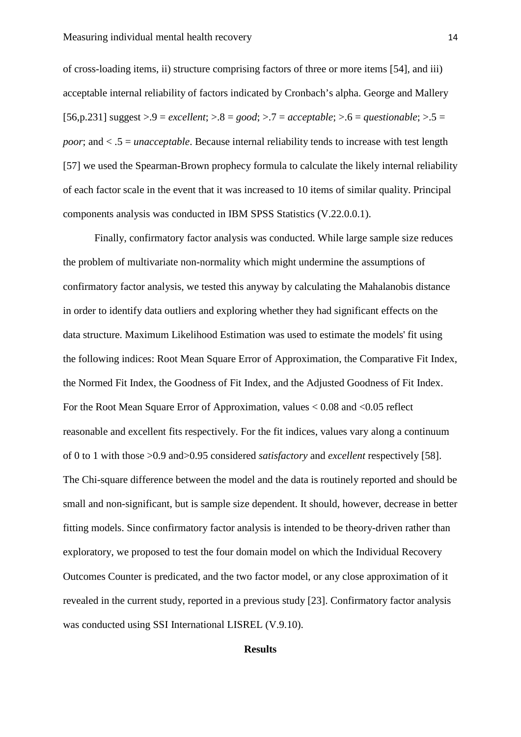of cross-loading items, ii) structure comprising factors of three or more items [54], and iii) acceptable internal reliability of factors indicated by Cronbach's alpha. George and Mallery [56,p.231] suggest >.9 = *excellent*; >.8 = *good*; >.7 = *acceptable*; >.6 = *questionable*; >.5 = *poor*; and < .5 = *unacceptable*. Because internal reliability tends to increase with test length [57] we used the Spearman-Brown prophecy formula to calculate the likely internal reliability of each factor scale in the event that it was increased to 10 items of similar quality. Principal components analysis was conducted in IBM SPSS Statistics (V.22.0.0.1).

Finally, confirmatory factor analysis was conducted. While large sample size reduces the problem of multivariate non-normality which might undermine the assumptions of confirmatory factor analysis, we tested this anyway by calculating the Mahalanobis distance in order to identify data outliers and exploring whether they had significant effects on the data structure. Maximum Likelihood Estimation was used to estimate the models' fit using the following indices: Root Mean Square Error of Approximation, the Comparative Fit Index, the Normed Fit Index, the Goodness of Fit Index, and the Adjusted Goodness of Fit Index. For the Root Mean Square Error of Approximation, values < 0.08 and <0.05 reflect reasonable and excellent fits respectively. For the fit indices, values vary along a continuum of 0 to 1 with those >0.9 and>0.95 considered *satisfactory* and *excellent* respectively [58]. The Chi-square difference between the model and the data is routinely reported and should be small and non-significant, but is sample size dependent. It should, however, decrease in better fitting models. Since confirmatory factor analysis is intended to be theory-driven rather than exploratory, we proposed to test the four domain model on which the Individual Recovery Outcomes Counter is predicated, and the two factor model, or any close approximation of it revealed in the current study, reported in a previous study [23]. Confirmatory factor analysis was conducted using SSI International LISREL (V.9.10).

## Results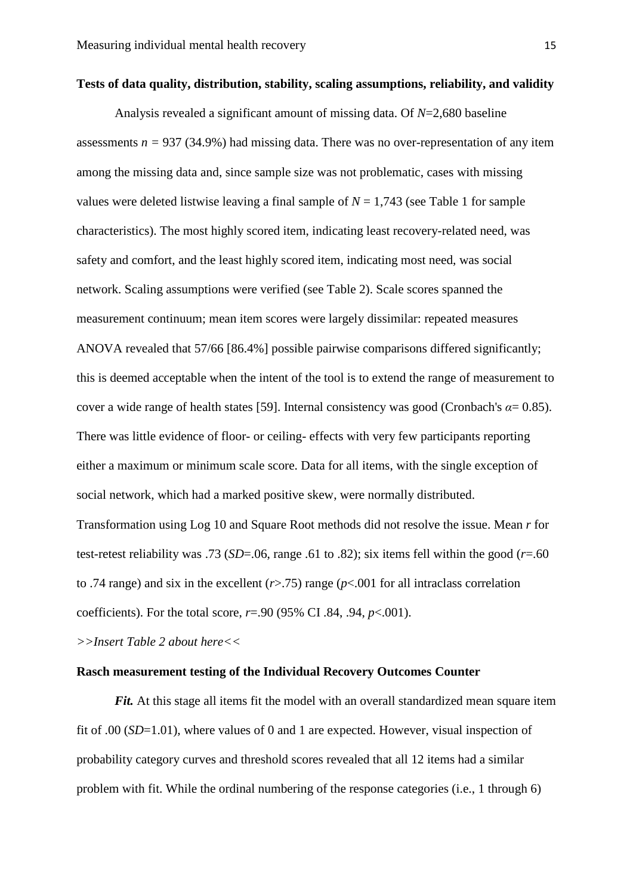**Tests of data quality, distribution, stability, scaling assumptions, reliability, and validity**

Analysis revealed a significant amount of missing data. Of *N*=2,680 baseline assessments *n =* 937 (34.9%) had missing data. There was no over-representation of any item among the missing data and, since sample size was not problematic, cases with missing values were deleted listwise leaving a final sample of *N* = 1,743 (see Table 1 for sample characteristics). The most highly scored item, indicating least recovery-related need, was safety and comfort, and the least highly scored item, indicating most need, was social network. Scaling assumptions were verified (see Table 2). Scale scores spanned the measurement continuum; mean item scores were largely dissimilar: repeated measures ANOVA revealed that 57/66 [86.4%] possible pairwise comparisons differed significantly; this is deemed acceptable when the intent of the tool is to extend the range of measurement to cover a wide range of health states [59]. Internal consistency was good (Cronbach's $\alpha$= 0.85). There was little evidence of floor- or ceiling- effects with very few participants reporting either a maximum or minimum scale score. Data for all items, with the single exception of social network, which had a marked positive skew, were normally distributed. Transformation using Log 10 and Square Root methods did not resolve the issue. Mean *r* for test-retest reliability was .73 (*SD*=.06, range .61 to .82); six items fell within the good (*r*=.60 to .74 range) and six in the excellent (*r*>.75) range (*p*<.001 for all intraclass correlation coefficients). For the total score, *r*=.90 (95% CI .84, .94, *p*<.001).

*>>Insert Table 2 about here<<*

**Rasch measurement testing of the Individual Recovery Outcomes Counter**

***Fit.*** At this stage all items fit the model with an overall standardized mean square item fit of .00 (*SD*=1.01), where values of 0 and 1 are expected. However, visual inspection of probability category curves and threshold scores revealed that all 12 items had a similar problem with fit. While the ordinal numbering of the response categories (i.e., 1 through 6)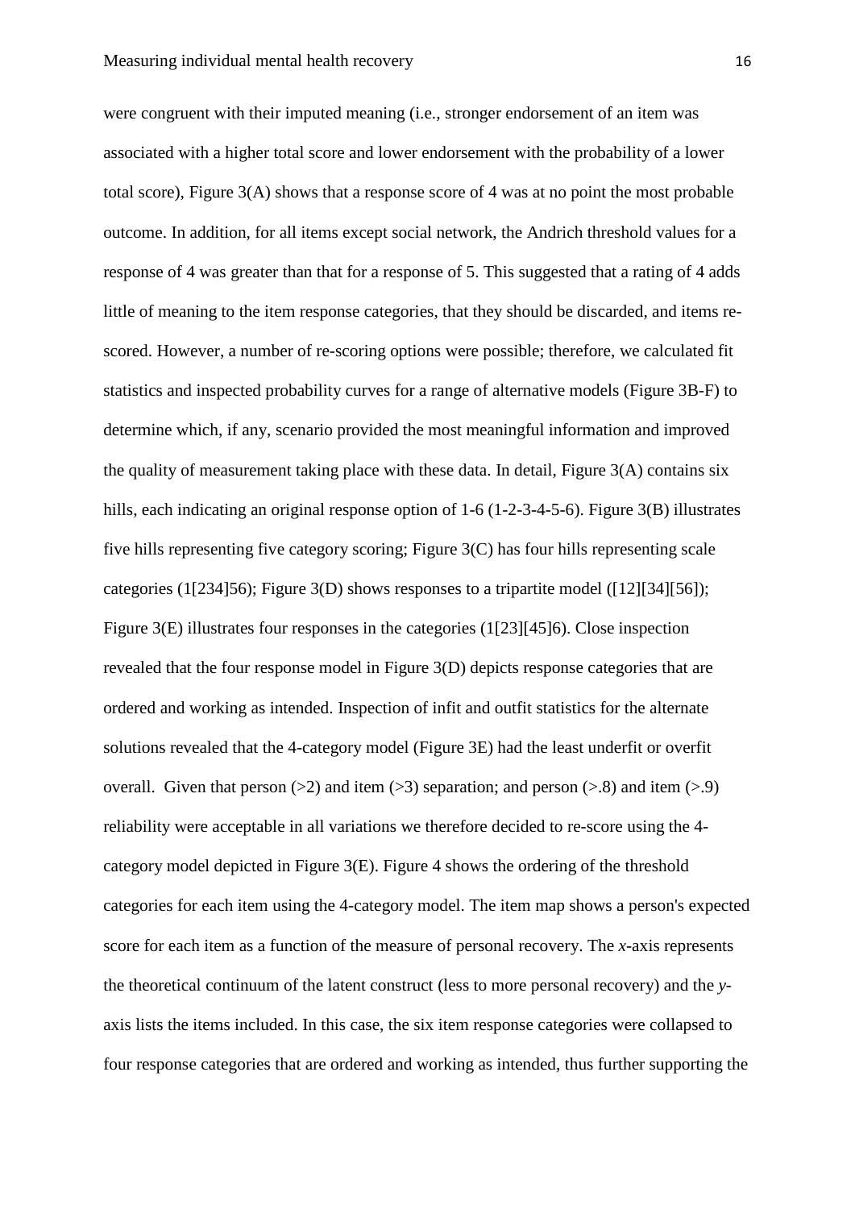were congruent with their imputed meaning (i.e., stronger endorsement of an item was associated with a higher total score and lower endorsement with the probability of a lower total score), Figure 3(A) shows that a response score of 4 was at no point the most probable outcome. In addition, for all items except social network, the Andrich threshold values for a response of 4 was greater than that for a response of 5. This suggested that a rating of 4 adds little of meaning to the item response categories, that they should be discarded, and items re-scored. However, a number of re-scoring options were possible; therefore, we calculated fit statistics and inspected probability curves for a range of alternative models (Figure 3B-F) to determine which, if any, scenario provided the most meaningful information and improved the quality of measurement taking place with these data. In detail, Figure 3(A) contains six hills, each indicating an original response option of 1-6 (1-2-3-4-5-6). Figure 3(B) illustrates five hills representing five category scoring; Figure 3(C) has four hills representing scale categories (1[234]56); Figure 3(D) shows responses to a tripartite model ([12][34][56]); Figure 3(E) illustrates four responses in the categories (1[23][45]6). Close inspection revealed that the four response model in Figure 3(D) depicts response categories that are ordered and working as intended. Inspection of infit and outfit statistics for the alternate solutions revealed that the 4-category model (Figure 3E) had the least underfit or overfit overall. Given that person (>2) and item (>3) separation; and person (>.8) and item (>.9) reliability were acceptable in all variations we therefore decided to re-score using the 4-category model depicted in Figure 3(E). Figure 4 shows the ordering of the threshold categories for each item using the 4-category model. The item map shows a person's expected score for each item as a function of the measure of personal recovery. The *x*-axis represents the theoretical continuum of the latent construct (less to more personal recovery) and the *y*-axis lists the items included. In this case, the six item response categories were collapsed to four response categories that are ordered and working as intended, thus further supporting the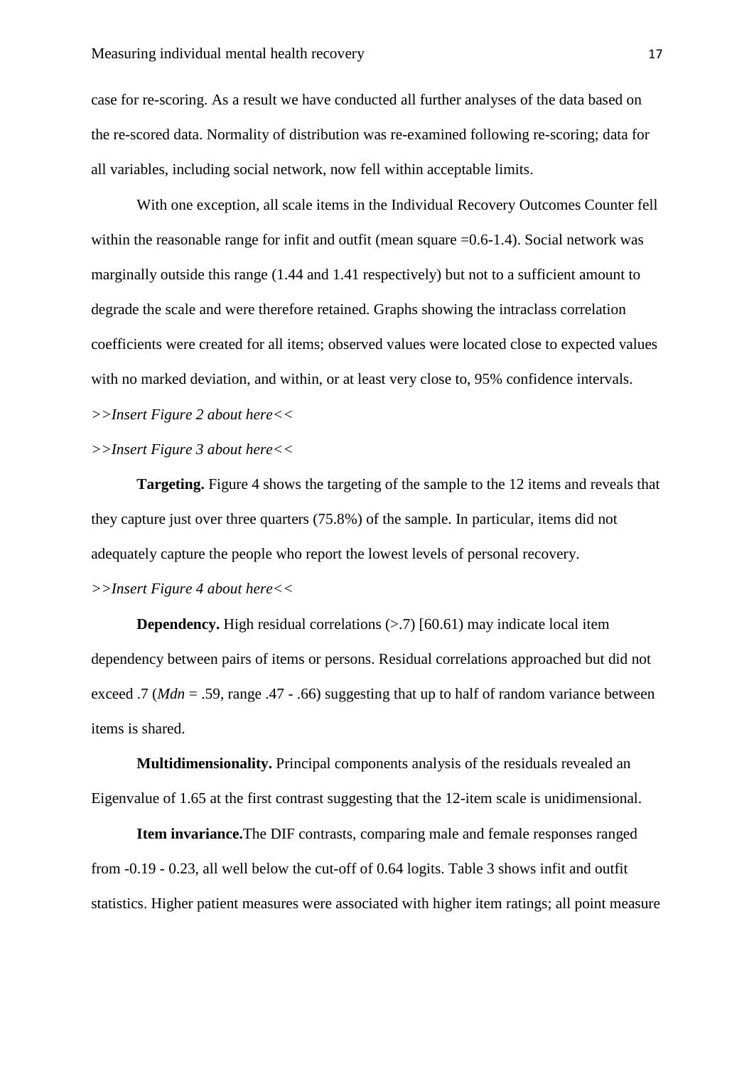case for re-scoring. As a result we have conducted all further analyses of the data based on the re-scored data. Normality of distribution was re-examined following re-scoring; data for all variables, including social network, now fell within acceptable limits.

With one exception, all scale items in the Individual Recovery Outcomes Counter fell within the reasonable range for infit and outfit (mean square =0.6-1.4). Social network was marginally outside this range (1.44 and 1.41 respectively) but not to a sufficient amount to degrade the scale and were therefore retained. Graphs showing the intraclass correlation coefficients were created for all items; observed values were located close to expected values with no marked deviation, and within, or at least very close to, 95% confidence intervals.

*>>Insert Figure 2 about here<<*

*>>Insert Figure 3 about here<<*

**Targeting.** Figure 4 shows the targeting of the sample to the 12 items and reveals that they capture just over three quarters (75.8%) of the sample. In particular, items did not adequately capture the people who report the lowest levels of personal recovery.

*>>Insert Figure 4 about here<<*

**Dependency.** High residual correlations (>.7) [60.61) may indicate local item dependency between pairs of items or persons. Residual correlations approached but did not exceed .7 (*Mdn* = .59, range .47 - .66) suggesting that up to half of random variance between items is shared.

**Multidimensionality.** Principal components analysis of the residuals revealed an Eigenvalue of 1.65 at the first contrast suggesting that the 12-item scale is unidimensional.

**Item invariance.**The DIF contrasts, comparing male and female responses ranged from -0.19 - 0.23, all well below the cut-off of 0.64 logits. Table 3 shows infit and outfit statistics. Higher patient measures were associated with higher item ratings; all point measure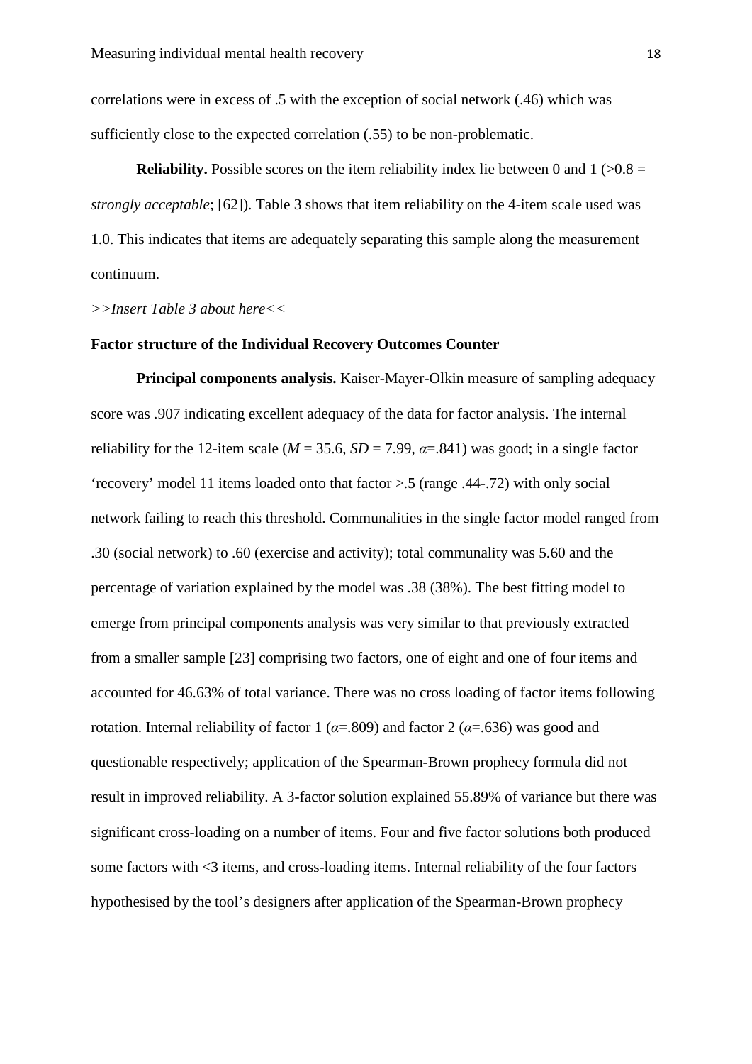correlations were in excess of .5 with the exception of social network (.46) which was sufficiently close to the expected correlation (.55) to be non-problematic.

**Reliability.** Possible scores on the item reliability index lie between 0 and 1 (>0.8 = *strongly acceptable*; [62]). Table 3 shows that item reliability on the 4-item scale used was 1.0. This indicates that items are adequately separating this sample along the measurement continuum.

*>>Insert Table 3 about here<<*

**Factor structure of the Individual Recovery Outcomes Counter**

**Principal components analysis.** Kaiser-Mayer-Olkin measure of sampling adequacy score was .907 indicating excellent adequacy of the data for factor analysis. The internal reliability for the 12-item scale ($M$ = 35.6, $SD$ = 7.99, $\alpha$=.841) was good; in a single factor 'recovery' model 11 items loaded onto that factor >.5 (range .44-.72) with only social network failing to reach this threshold. Communalities in the single factor model ranged from .30 (social network) to .60 (exercise and activity); total communality was 5.60 and the percentage of variation explained by the model was .38 (38%). The best fitting model to emerge from principal components analysis was very similar to that previously extracted from a smaller sample [23] comprising two factors, one of eight and one of four items and accounted for 46.63% of total variance. There was no cross loading of factor items following rotation. Internal reliability of factor 1 ($\alpha$=.809) and factor 2 ($\alpha$=.636) was good and questionable respectively; application of the Spearman-Brown prophecy formula did not result in improved reliability. A 3-factor solution explained 55.89% of variance but there was significant cross-loading on a number of items. Four and five factor solutions both produced some factors with <3 items, and cross-loading items. Internal reliability of the four factors hypothesised by the tool's designers after application of the Spearman-Brown prophecy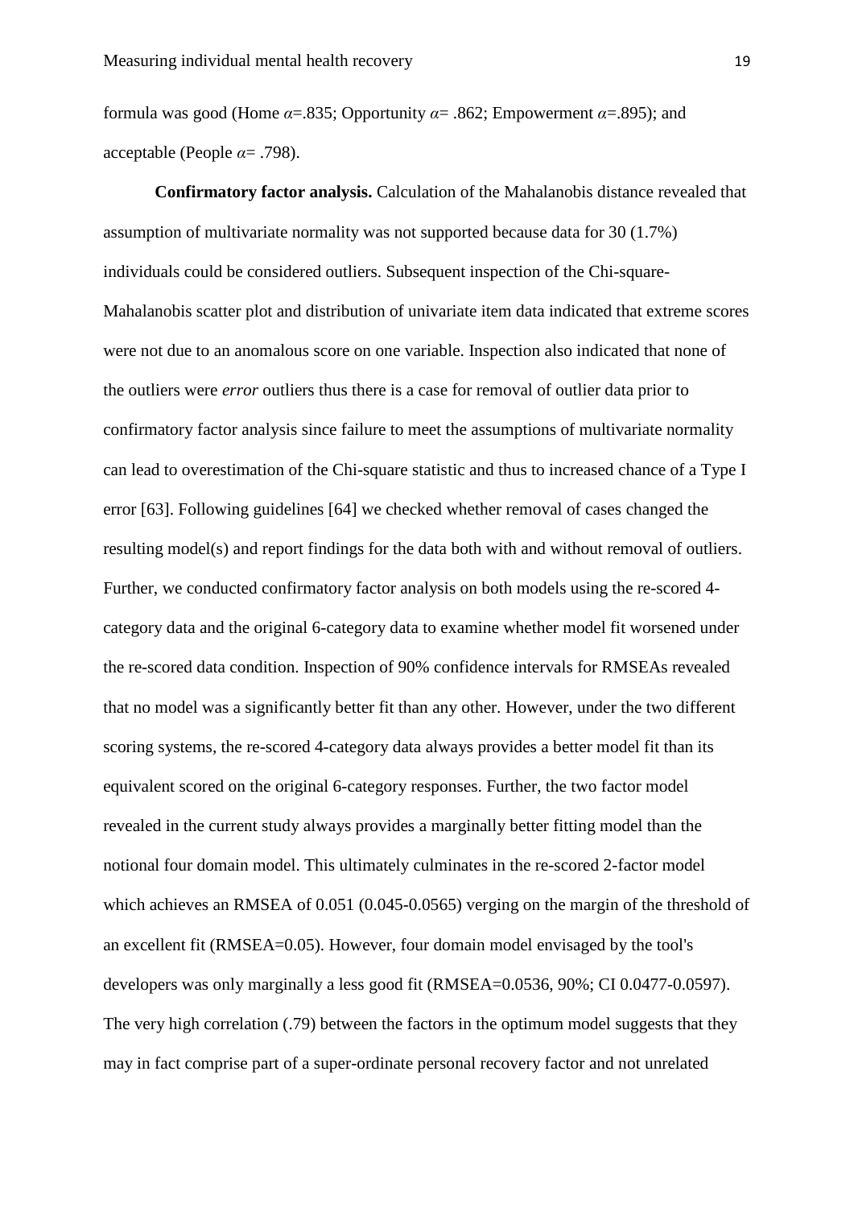formula was good (Home $\alpha$=.835; Opportunity $\alpha$= .862; Empowerment $\alpha$=.895); and acceptable (People $\alpha$= .798).

**Confirmatory factor analysis.** Calculation of the Mahalanobis distance revealed that assumption of multivariate normality was not supported because data for 30 (1.7%) individuals could be considered outliers. Subsequent inspection of the Chi-square-Mahalanobis scatter plot and distribution of univariate item data indicated that extreme scores were not due to an anomalous score on one variable. Inspection also indicated that none of the outliers were *error* outliers thus there is a case for removal of outlier data prior to confirmatory factor analysis since failure to meet the assumptions of multivariate normality can lead to overestimation of the Chi-square statistic and thus to increased chance of a Type I error [63]. Following guidelines [64] we checked whether removal of cases changed the resulting model(s) and report findings for the data both with and without removal of outliers. Further, we conducted confirmatory factor analysis on both models using the re-scored 4-category data and the original 6-category data to examine whether model fit worsened under the re-scored data condition. Inspection of 90% confidence intervals for RMSEAs revealed that no model was a significantly better fit than any other. However, under the two different scoring systems, the re-scored 4-category data always provides a better model fit than its equivalent scored on the original 6-category responses. Further, the two factor model revealed in the current study always provides a marginally better fitting model than the notional four domain model. This ultimately culminates in the re-scored 2-factor model which achieves an RMSEA of 0.051 (0.045-0.0565) verging on the margin of the threshold of an excellent fit (RMSEA=0.05). However, four domain model envisaged by the tool's developers was only marginally a less good fit (RMSEA=0.0536, 90%; CI 0.0477-0.0597). The very high correlation (.79) between the factors in the optimum model suggests that they may in fact comprise part of a super-ordinate personal recovery factor and not unrelated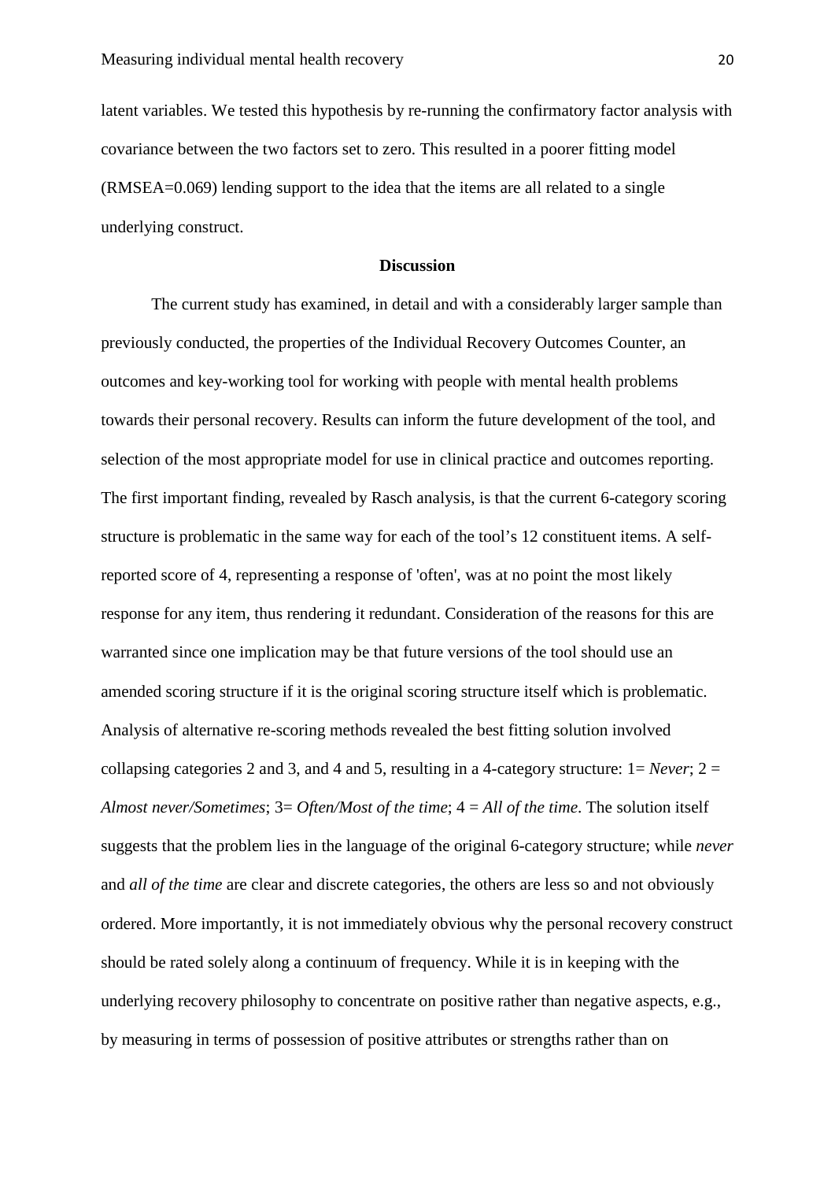latent variables. We tested this hypothesis by re-running the confirmatory factor analysis with covariance between the two factors set to zero. This resulted in a poorer fitting model (RMSEA=0.069) lending support to the idea that the items are all related to a single underlying construct.

## Discussion

The current study has examined, in detail and with a considerably larger sample than previously conducted, the properties of the Individual Recovery Outcomes Counter, an outcomes and key-working tool for working with people with mental health problems towards their personal recovery. Results can inform the future development of the tool, and selection of the most appropriate model for use in clinical practice and outcomes reporting. The first important finding, revealed by Rasch analysis, is that the current 6-category scoring structure is problematic in the same way for each of the tool's 12 constituent items. A self-reported score of 4, representing a response of 'often', was at no point the most likely response for any item, thus rendering it redundant. Consideration of the reasons for this are warranted since one implication may be that future versions of the tool should use an amended scoring structure if it is the original scoring structure itself which is problematic. Analysis of alternative re-scoring methods revealed the best fitting solution involved collapsing categories 2 and 3, and 4 and 5, resulting in a 4-category structure: 1= *Never*; 2 = *Almost never/Sometimes*; 3= *Often/Most of the time*; 4 = *All of the time*. The solution itself suggests that the problem lies in the language of the original 6-category structure; while *never* and *all of the time* are clear and discrete categories, the others are less so and not obviously ordered. More importantly, it is not immediately obvious why the personal recovery construct should be rated solely along a continuum of frequency. While it is in keeping with the underlying recovery philosophy to concentrate on positive rather than negative aspects, e.g., by measuring in terms of possession of positive attributes or strengths rather than on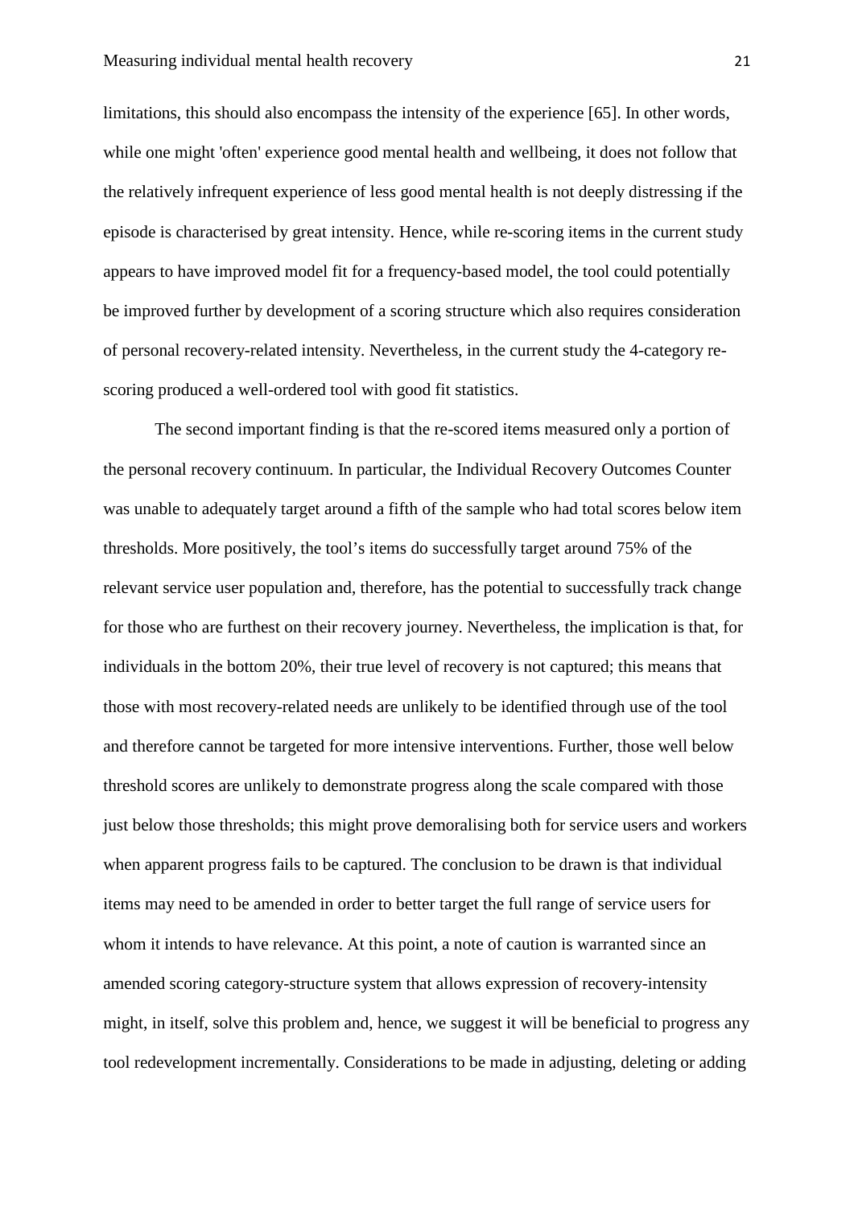limitations, this should also encompass the intensity of the experience [65]. In other words, while one might 'often' experience good mental health and wellbeing, it does not follow that the relatively infrequent experience of less good mental health is not deeply distressing if the episode is characterised by great intensity. Hence, while re-scoring items in the current study appears to have improved model fit for a frequency-based model, the tool could potentially be improved further by development of a scoring structure which also requires consideration of personal recovery-related intensity. Nevertheless, in the current study the 4-category re-scoring produced a well-ordered tool with good fit statistics.

The second important finding is that the re-scored items measured only a portion of the personal recovery continuum. In particular, the Individual Recovery Outcomes Counter was unable to adequately target around a fifth of the sample who had total scores below item thresholds. More positively, the tool's items do successfully target around 75% of the relevant service user population and, therefore, has the potential to successfully track change for those who are furthest on their recovery journey. Nevertheless, the implication is that, for individuals in the bottom 20%, their true level of recovery is not captured; this means that those with most recovery-related needs are unlikely to be identified through use of the tool and therefore cannot be targeted for more intensive interventions. Further, those well below threshold scores are unlikely to demonstrate progress along the scale compared with those just below those thresholds; this might prove demoralising both for service users and workers when apparent progress fails to be captured. The conclusion to be drawn is that individual items may need to be amended in order to better target the full range of service users for whom it intends to have relevance. At this point, a note of caution is warranted since an amended scoring category-structure system that allows expression of recovery-intensity might, in itself, solve this problem and, hence, we suggest it will be beneficial to progress any tool redevelopment incrementally. Considerations to be made in adjusting, deleting or adding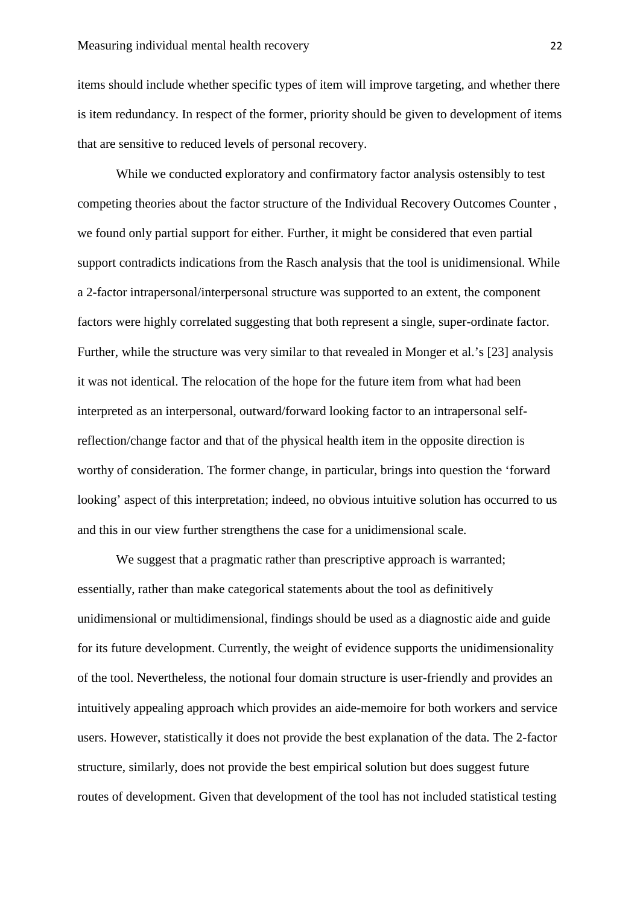items should include whether specific types of item will improve targeting, and whether there is item redundancy. In respect of the former, priority should be given to development of items that are sensitive to reduced levels of personal recovery.

While we conducted exploratory and confirmatory factor analysis ostensibly to test competing theories about the factor structure of the Individual Recovery Outcomes Counter , we found only partial support for either. Further, it might be considered that even partial support contradicts indications from the Rasch analysis that the tool is unidimensional. While a 2-factor intrapersonal/interpersonal structure was supported to an extent, the component factors were highly correlated suggesting that both represent a single, super-ordinate factor. Further, while the structure was very similar to that revealed in Monger et al.'s [23] analysis it was not identical. The relocation of the hope for the future item from what had been interpreted as an interpersonal, outward/forward looking factor to an intrapersonal self-reflection/change factor and that of the physical health item in the opposite direction is worthy of consideration. The former change, in particular, brings into question the 'forward looking' aspect of this interpretation; indeed, no obvious intuitive solution has occurred to us and this in our view further strengthens the case for a unidimensional scale.

We suggest that a pragmatic rather than prescriptive approach is warranted; essentially, rather than make categorical statements about the tool as definitively unidimensional or multidimensional, findings should be used as a diagnostic aide and guide for its future development. Currently, the weight of evidence supports the unidimensionality of the tool. Nevertheless, the notional four domain structure is user-friendly and provides an intuitively appealing approach which provides an aide-memoire for both workers and service users. However, statistically it does not provide the best explanation of the data. The 2-factor structure, similarly, does not provide the best empirical solution but does suggest future routes of development. Given that development of the tool has not included statistical testing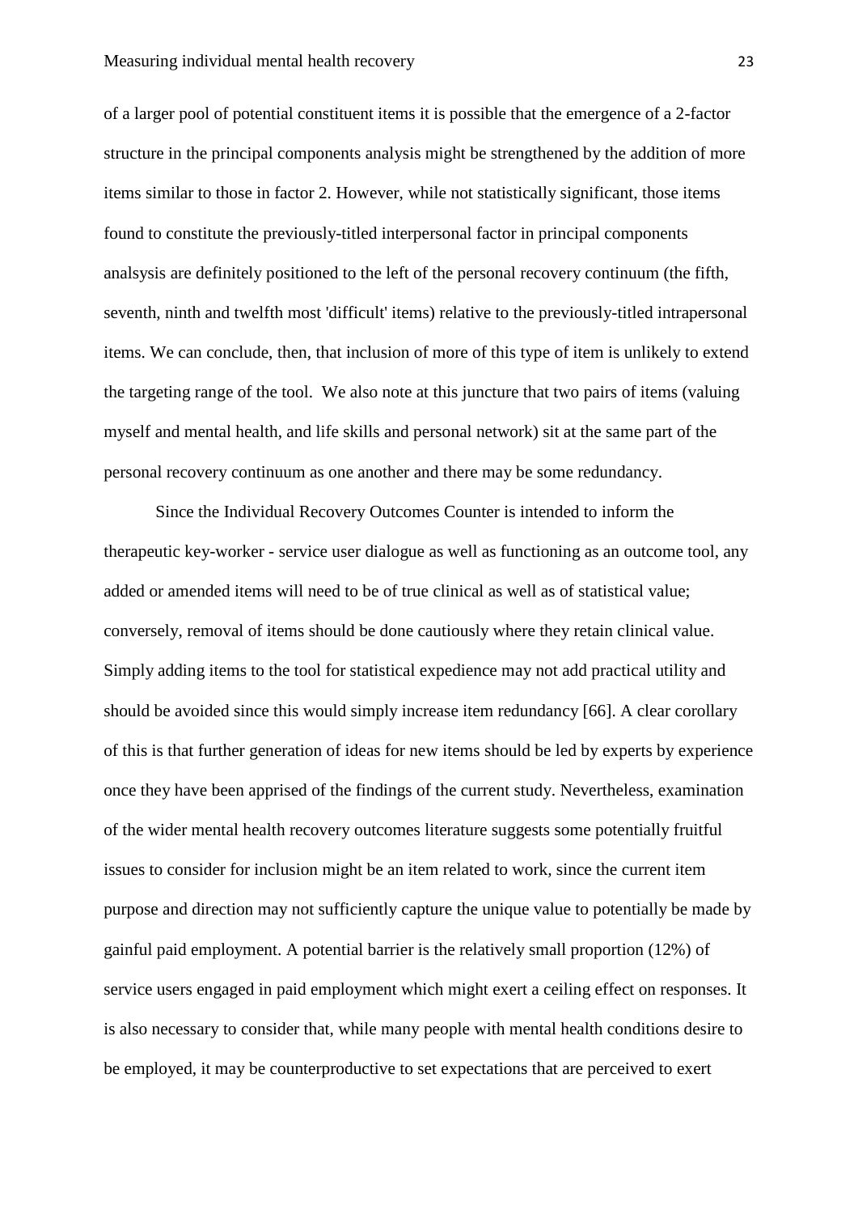of a larger pool of potential constituent items it is possible that the emergence of a 2-factor structure in the principal components analysis might be strengthened by the addition of more items similar to those in factor 2. However, while not statistically significant, those items found to constitute the previously-titled interpersonal factor in principal components analsysis are definitely positioned to the left of the personal recovery continuum (the fifth, seventh, ninth and twelfth most 'difficult' items) relative to the previously-titled intrapersonal items. We can conclude, then, that inclusion of more of this type of item is unlikely to extend the targeting range of the tool. We also note at this juncture that two pairs of items (valuing myself and mental health, and life skills and personal network) sit at the same part of the personal recovery continuum as one another and there may be some redundancy.

Since the Individual Recovery Outcomes Counter is intended to inform the therapeutic key-worker - service user dialogue as well as functioning as an outcome tool, any added or amended items will need to be of true clinical as well as of statistical value; conversely, removal of items should be done cautiously where they retain clinical value. Simply adding items to the tool for statistical expedience may not add practical utility and should be avoided since this would simply increase item redundancy [66]. A clear corollary of this is that further generation of ideas for new items should be led by experts by experience once they have been apprised of the findings of the current study. Nevertheless, examination of the wider mental health recovery outcomes literature suggests some potentially fruitful issues to consider for inclusion might be an item related to work, since the current item purpose and direction may not sufficiently capture the unique value to potentially be made by gainful paid employment. A potential barrier is the relatively small proportion (12%) of service users engaged in paid employment which might exert a ceiling effect on responses. It is also necessary to consider that, while many people with mental health conditions desire to be employed, it may be counterproductive to set expectations that are perceived to exert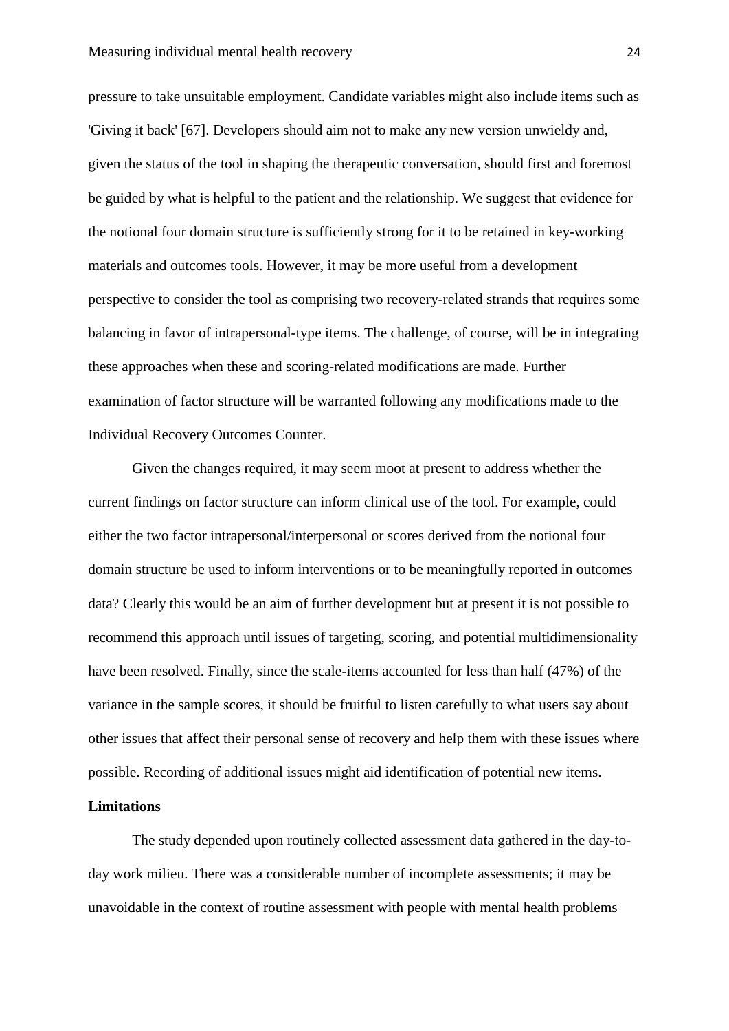pressure to take unsuitable employment. Candidate variables might also include items such as 'Giving it back' [67]. Developers should aim not to make any new version unwieldy and, given the status of the tool in shaping the therapeutic conversation, should first and foremost be guided by what is helpful to the patient and the relationship. We suggest that evidence for the notional four domain structure is sufficiently strong for it to be retained in key-working materials and outcomes tools. However, it may be more useful from a development perspective to consider the tool as comprising two recovery-related strands that requires some balancing in favor of intrapersonal-type items. The challenge, of course, will be in integrating these approaches when these and scoring-related modifications are made. Further examination of factor structure will be warranted following any modifications made to the Individual Recovery Outcomes Counter.

Given the changes required, it may seem moot at present to address whether the current findings on factor structure can inform clinical use of the tool. For example, could either the two factor intrapersonal/interpersonal or scores derived from the notional four domain structure be used to inform interventions or to be meaningfully reported in outcomes data? Clearly this would be an aim of further development but at present it is not possible to recommend this approach until issues of targeting, scoring, and potential multidimensionality have been resolved. Finally, since the scale-items accounted for less than half (47%) of the variance in the sample scores, it should be fruitful to listen carefully to what users say about other issues that affect their personal sense of recovery and help them with these issues where possible. Recording of additional issues might aid identification of potential new items.

**Limitations**

The study depended upon routinely collected assessment data gathered in the day-to-day work milieu. There was a considerable number of incomplete assessments; it may be unavoidable in the context of routine assessment with people with mental health problems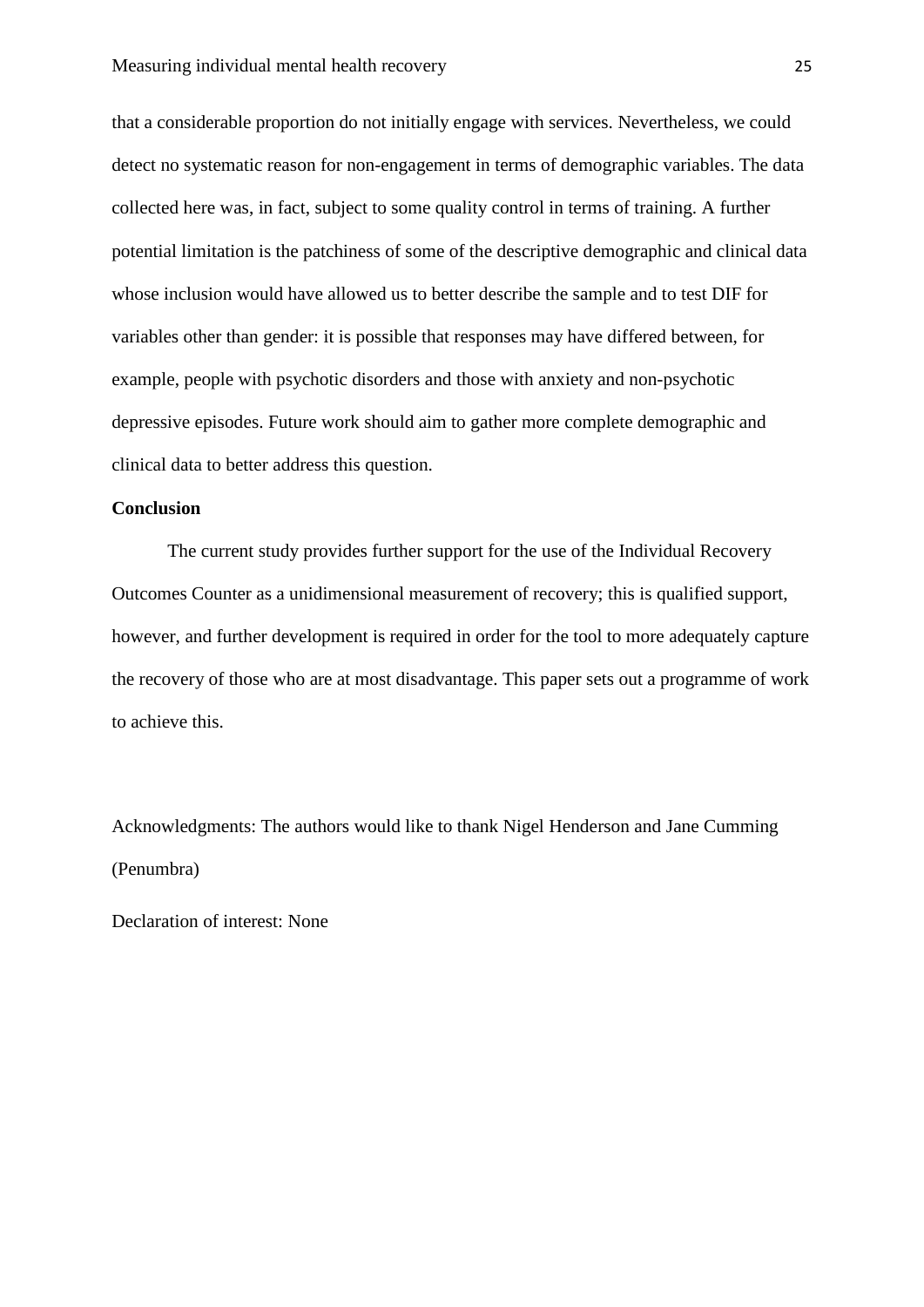that a considerable proportion do not initially engage with services. Nevertheless, we could detect no systematic reason for non-engagement in terms of demographic variables. The data collected here was, in fact, subject to some quality control in terms of training. A further potential limitation is the patchiness of some of the descriptive demographic and clinical data whose inclusion would have allowed us to better describe the sample and to test DIF for variables other than gender: it is possible that responses may have differed between, for example, people with psychotic disorders and those with anxiety and non-psychotic depressive episodes. Future work should aim to gather more complete demographic and clinical data to better address this question.

**Conclusion**

The current study provides further support for the use of the Individual Recovery Outcomes Counter as a unidimensional measurement of recovery; this is qualified support, however, and further development is required in order for the tool to more adequately capture the recovery of those who are at most disadvantage. This paper sets out a programme of work to achieve this.

Acknowledgments: The authors would like to thank Nigel Henderson and Jane Cumming (Penumbra)

Declaration of interest: None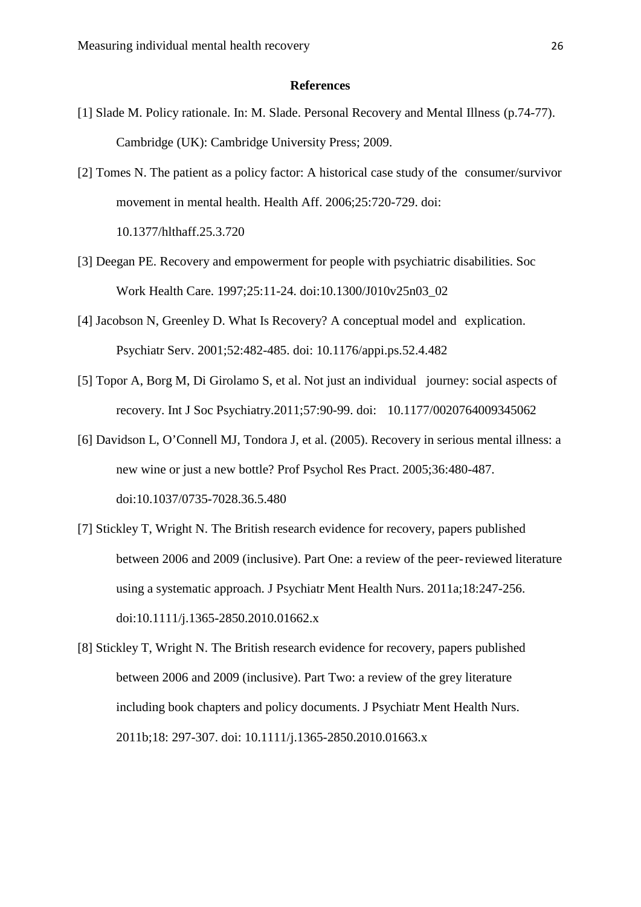## References

[1] Slade M. Policy rationale. In: M. Slade. Personal Recovery and Mental Illness (p.74-77). Cambridge (UK): Cambridge University Press; 2009.

[2] Tomes N. The patient as a policy factor: A historical case study of the consumer/survivor movement in mental health. Health Aff. 2006;25:720-729. doi: 10.1377/hlthaff.25.3.720

[3] Deegan PE. Recovery and empowerment for people with psychiatric disabilities. Soc Work Health Care. 1997;25:11-24. doi:10.1300/J010v25n03_02

[4] Jacobson N, Greenley D. What Is Recovery? A conceptual model and explication. Psychiatr Serv. 2001;52:482-485. doi: 10.1176/appi.ps.52.4.482

[5] Topor A, Borg M, Di Girolamo S, et al. Not just an individual journey: social aspects of recovery. Int J Soc Psychiatry.2011;57:90-99. doi: 10.1177/0020764009345062

[6] Davidson L, O'Connell MJ, Tondora J, et al. (2005). Recovery in serious mental illness: a new wine or just a new bottle? Prof Psychol Res Pract. 2005;36:480-487. doi:10.1037/0735-7028.36.5.480

[7] Stickley T, Wright N. The British research evidence for recovery, papers published between 2006 and 2009 (inclusive). Part One: a review of the peer-reviewed literature using a systematic approach. J Psychiatr Ment Health Nurs. 2011a;18:247-256. doi:10.1111/j.1365-2850.2010.01662.x

[8] Stickley T, Wright N. The British research evidence for recovery, papers published between 2006 and 2009 (inclusive). Part Two: a review of the grey literature including book chapters and policy documents. J Psychiatr Ment Health Nurs. 2011b;18: 297-307. doi: 10.1111/j.1365-2850.2010.01663.x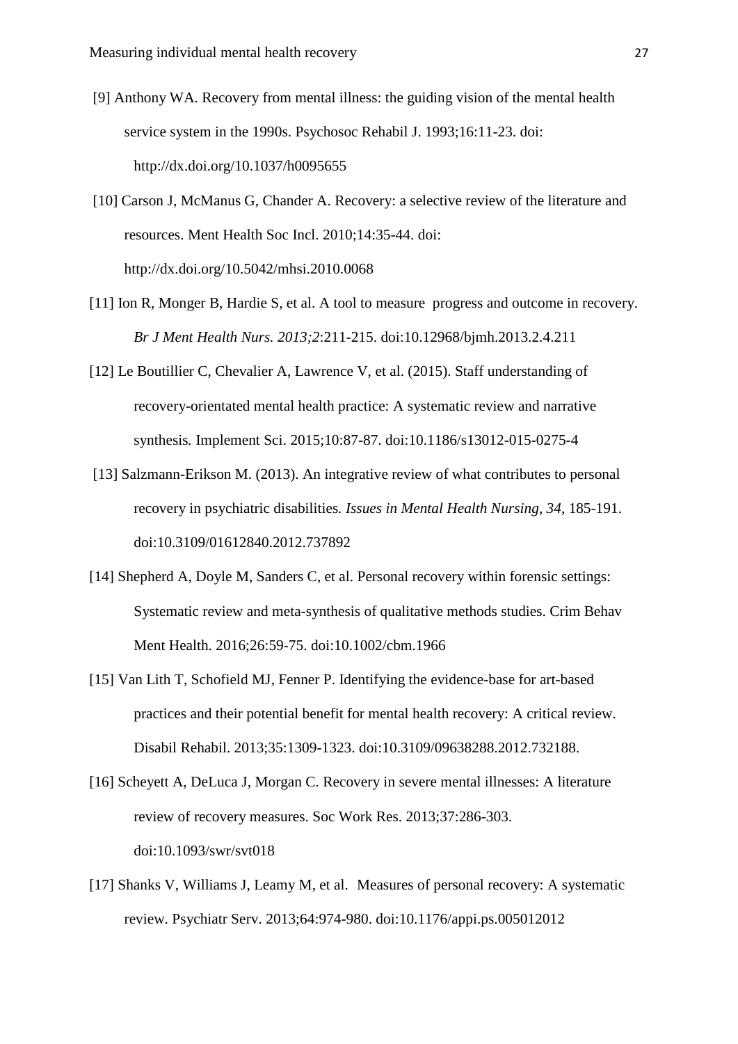[9] Anthony WA. Recovery from mental illness: the guiding vision of the mental health service system in the 1990s. Psychosoc Rehabil J. 1993;16:11-23. doi: http://dx.doi.org/10.1037/h0095655

[10] Carson J, McManus G, Chander A. Recovery: a selective review of the literature and resources. Ment Health Soc Incl. 2010;14:35-44. doi: http://dx.doi.org/10.5042/mhsi.2010.0068

[11] Ion R, Monger B, Hardie S, et al. A tool to measure progress and outcome in recovery. *Br J Ment Health Nurs. 2013;2*:211-215. doi:10.12968/bjmh.2013.2.4.211

[12] Le Boutillier C, Chevalier A, Lawrence V, et al. (2015). Staff understanding of recovery-orientated mental health practice: A systematic review and narrative synthesis*.* Implement Sci. 2015;10:87-87. doi:10.1186/s13012-015-0275-4

[13] Salzmann-Erikson M. (2013). An integrative review of what contributes to personal recovery in psychiatric disabilities*. Issues in Mental Health Nursing, 34*, 185-191. doi:10.3109/01612840.2012.737892

[14] Shepherd A, Doyle M, Sanders C, et al. Personal recovery within forensic settings: Systematic review and meta-synthesis of qualitative methods studies. Crim Behav Ment Health. 2016;26:59-75. doi:10.1002/cbm.1966

[15] Van Lith T, Schofield MJ, Fenner P. Identifying the evidence-base for art-based practices and their potential benefit for mental health recovery: A critical review. Disabil Rehabil. 2013;35:1309-1323. doi:10.3109/09638288.2012.732188.

[16] Scheyett A, DeLuca J, Morgan C. Recovery in severe mental illnesses: A literature review of recovery measures. Soc Work Res. 2013;37:286-303. doi:10.1093/swr/svt018

[17] Shanks V, Williams J, Leamy M, et al. Measures of personal recovery: A systematic review. Psychiatr Serv. 2013;64:974-980. doi:10.1176/appi.ps.005012012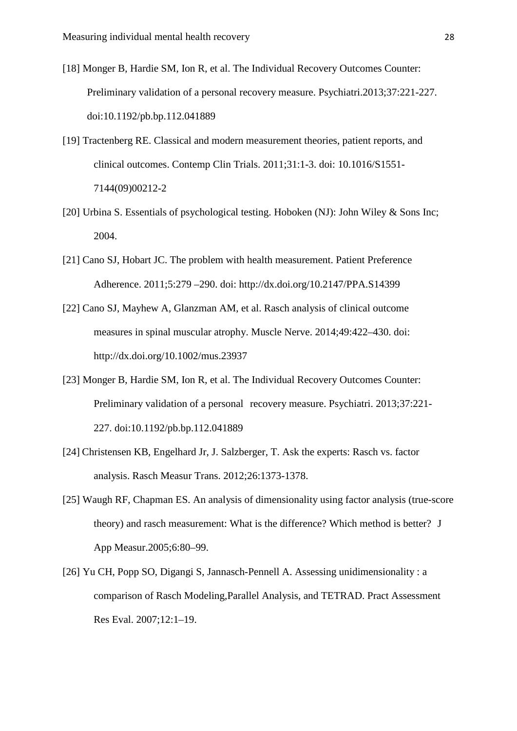[18] Monger B, Hardie SM, Ion R, et al. The Individual Recovery Outcomes Counter: Preliminary validation of a personal recovery measure. Psychiatri.2013;37:221-227. doi:10.1192/pb.bp.112.041889

[19] Tractenberg RE. Classical and modern measurement theories, patient reports, and clinical outcomes. Contemp Clin Trials. 2011;31:1-3. doi: 10.1016/S1551-7144(09)00212-2

[20] Urbina S. Essentials of psychological testing. Hoboken (NJ): John Wiley & Sons Inc; 2004.

[21] Cano SJ, Hobart JC. The problem with health measurement. Patient Preference Adherence. 2011;5:279 –290. doi: http://dx.doi.org/10.2147/PPA.S14399

[22] Cano SJ, Mayhew A, Glanzman AM, et al. Rasch analysis of clinical outcome measures in spinal muscular atrophy. Muscle Nerve. 2014;49:422–430. doi: http://dx.doi.org/10.1002/mus.23937

[23] Monger B, Hardie SM, Ion R, et al. The Individual Recovery Outcomes Counter: Preliminary validation of a personal recovery measure. Psychiatri. 2013;37:221-227. doi:10.1192/pb.bp.112.041889

[24] Christensen KB, Engelhard Jr, J. Salzberger, T. Ask the experts: Rasch vs. factor analysis. Rasch Measur Trans. 2012;26:1373-1378.

[25] Waugh RF, Chapman ES. An analysis of dimensionality using factor analysis (true-score theory) and rasch measurement: What is the difference? Which method is better? J App Measur.2005;6:80–99.

[26] Yu CH, Popp SO, Digangi S, Jannasch-Pennell A. Assessing unidimensionality : a comparison of Rasch Modeling,Parallel Analysis, and TETRAD. Pract Assessment Res Eval. 2007;12:1–19.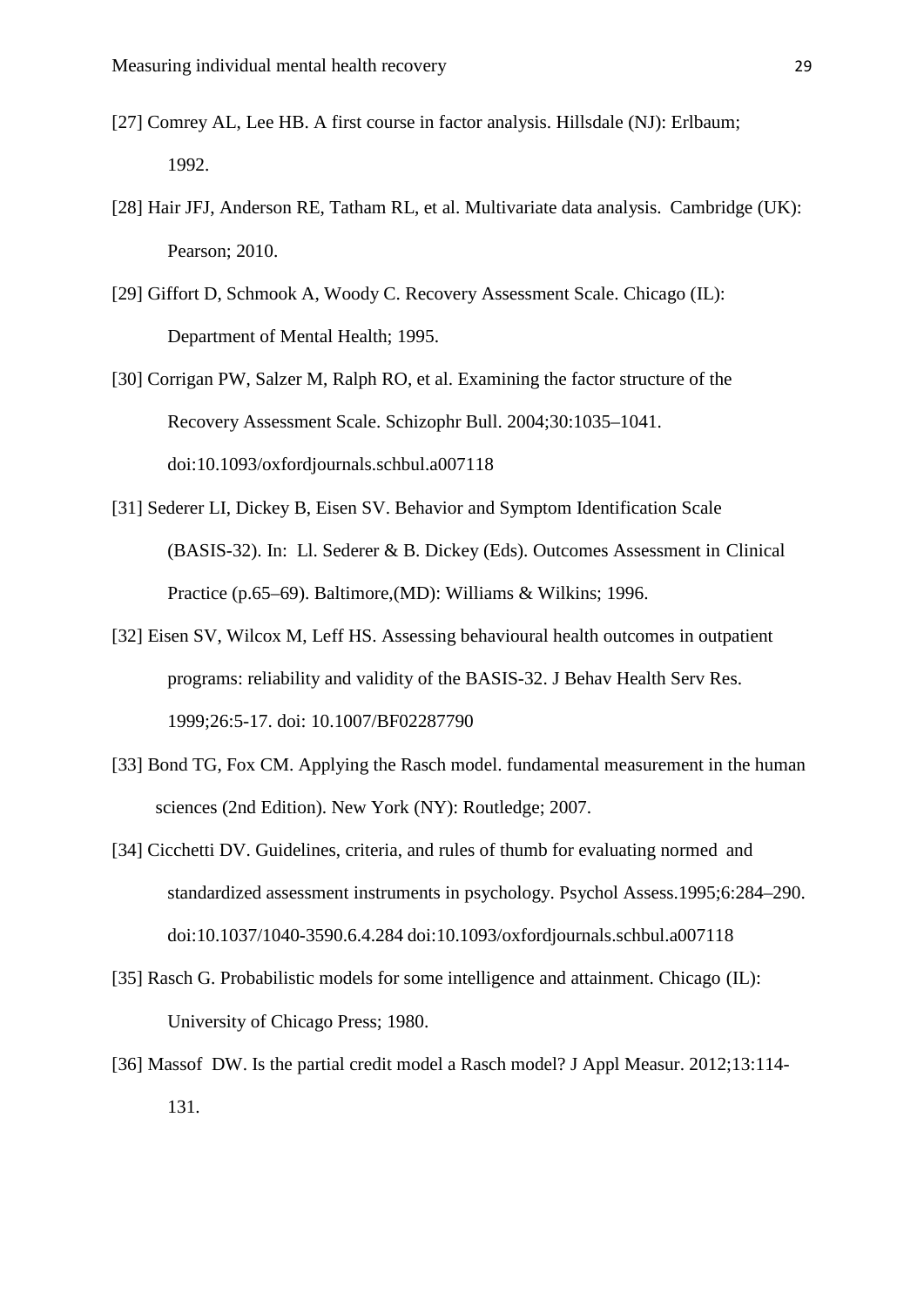[27] Comrey AL, Lee HB. A first course in factor analysis. Hillsdale (NJ): Erlbaum; 1992.

[28] Hair JFJ, Anderson RE, Tatham RL, et al. Multivariate data analysis. Cambridge (UK): Pearson; 2010.

[29] Giffort D, Schmook A, Woody C. Recovery Assessment Scale. Chicago (IL): Department of Mental Health; 1995.

[30] Corrigan PW, Salzer M, Ralph RO, et al. Examining the factor structure of the Recovery Assessment Scale. Schizophr Bull. 2004;30:1035–1041. doi:10.1093/oxfordjournals.schbul.a007118

[31] Sederer LI, Dickey B, Eisen SV. Behavior and Symptom Identification Scale (BASIS-32). In: Ll. Sederer & B. Dickey (Eds). Outcomes Assessment in Clinical Practice (p.65–69). Baltimore,(MD): Williams & Wilkins; 1996.

[32] Eisen SV, Wilcox M, Leff HS. Assessing behavioural health outcomes in outpatient programs: reliability and validity of the BASIS-32. J Behav Health Serv Res. 1999;26:5-17. doi: 10.1007/BF02287790

[33] Bond TG, Fox CM. Applying the Rasch model. fundamental measurement in the human sciences (2nd Edition). New York (NY): Routledge; 2007.

[34] Cicchetti DV. Guidelines, criteria, and rules of thumb for evaluating normed and standardized assessment instruments in psychology. Psychol Assess.1995;6:284–290. doi:10.1037/1040-3590.6.4.284 doi:10.1093/oxfordjournals.schbul.a007118

[35] Rasch G. Probabilistic models for some intelligence and attainment. Chicago (IL): University of Chicago Press; 1980.

[36] Massof DW. Is the partial credit model a Rasch model? J Appl Measur. 2012;13:114-131.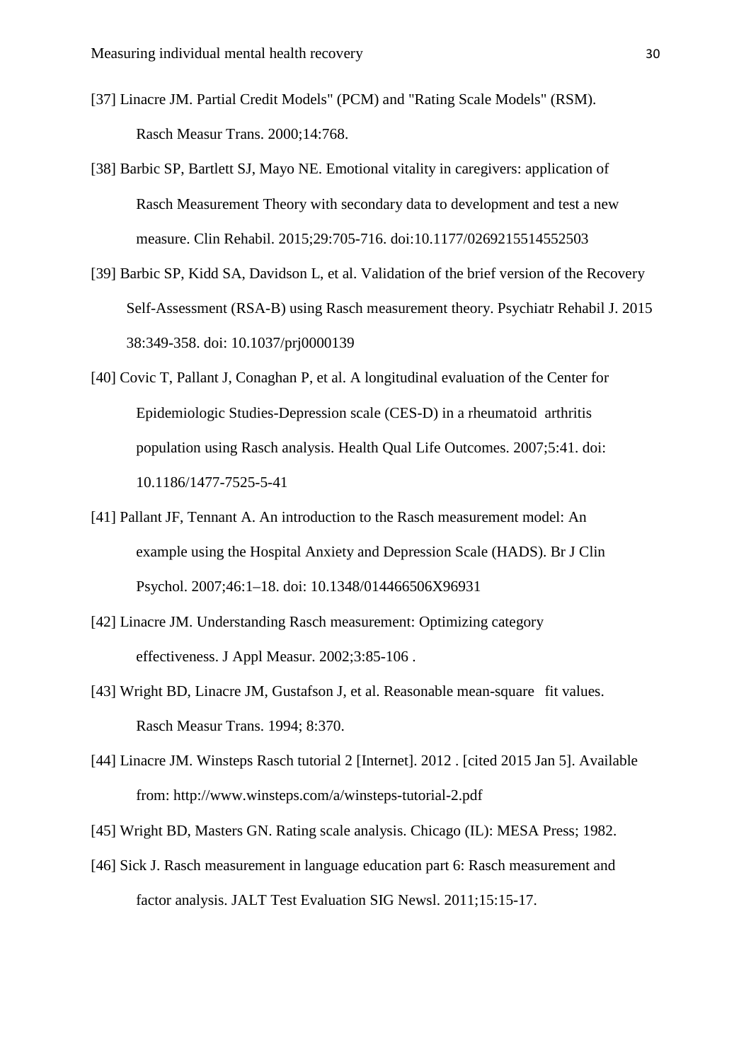[37] Linacre JM. Partial Credit Models" (PCM) and "Rating Scale Models" (RSM). Rasch Measur Trans. 2000;14:768.

[38] Barbic SP, Bartlett SJ, Mayo NE. Emotional vitality in caregivers: application of Rasch Measurement Theory with secondary data to development and test a new measure. Clin Rehabil. 2015;29:705-716. doi:10.1177/0269215514552503

[39] Barbic SP, Kidd SA, Davidson L, et al. Validation of the brief version of the Recovery Self-Assessment (RSA-B) using Rasch measurement theory. Psychiatr Rehabil J. 2015 38:349-358. doi: 10.1037/prj0000139

[40] Covic T, Pallant J, Conaghan P, et al. A longitudinal evaluation of the Center for Epidemiologic Studies-Depression scale (CES-D) in a rheumatoid arthritis population using Rasch analysis. Health Qual Life Outcomes. 2007;5:41. doi: 10.1186/1477-7525-5-41

[41] Pallant JF, Tennant A. An introduction to the Rasch measurement model: An example using the Hospital Anxiety and Depression Scale (HADS). Br J Clin Psychol. 2007;46:1–18. doi: 10.1348/014466506X96931

[42] Linacre JM. Understanding Rasch measurement: Optimizing category effectiveness. J Appl Measur. 2002;3:85-106 .

[43] Wright BD, Linacre JM, Gustafson J, et al. Reasonable mean-square fit values. Rasch Measur Trans. 1994; 8:370.

[44] Linacre JM. Winsteps Rasch tutorial 2 [Internet]. 2012 . [cited 2015 Jan 5]. Available from: http://www.winsteps.com/a/winsteps-tutorial-2.pdf

[45] Wright BD, Masters GN. Rating scale analysis. Chicago (IL): MESA Press; 1982.

[46] Sick J. Rasch measurement in language education part 6: Rasch measurement and factor analysis. JALT Test Evaluation SIG Newsl. 2011;15:15-17.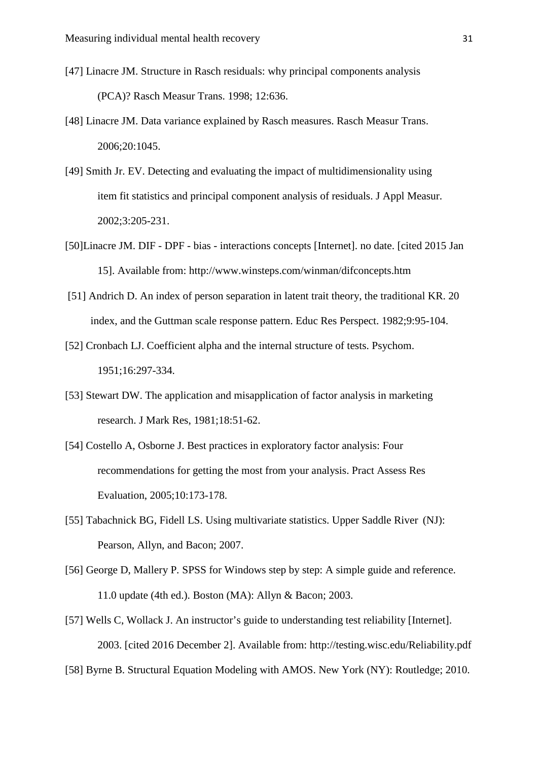[47] Linacre JM. Structure in Rasch residuals: why principal components analysis (PCA)? Rasch Measur Trans. 1998; 12:636.

[48] Linacre JM. Data variance explained by Rasch measures. Rasch Measur Trans. 2006;20:1045.

[49] Smith Jr. EV. Detecting and evaluating the impact of multidimensionality using item fit statistics and principal component analysis of residuals. J Appl Measur. 2002;3:205-231.

[50]Linacre JM. DIF - DPF - bias - interactions concepts [Internet]. no date. [cited 2015 Jan 15]. Available from: http://www.winsteps.com/winman/difconcepts.htm

[51] Andrich D. An index of person separation in latent trait theory, the traditional KR. 20 index, and the Guttman scale response pattern. Educ Res Perspect. 1982;9:95-104.

[52] Cronbach LJ. Coefficient alpha and the internal structure of tests. Psychom. 1951;16:297-334.

[53] Stewart DW. The application and misapplication of factor analysis in marketing research. J Mark Res, 1981;18:51-62.

[54] Costello A, Osborne J. Best practices in exploratory factor analysis: Four recommendations for getting the most from your analysis. Pract Assess Res Evaluation, 2005;10:173-178.

[55] Tabachnick BG, Fidell LS. Using multivariate statistics. Upper Saddle River (NJ): Pearson, Allyn, and Bacon; 2007.

[56] George D, Mallery P. SPSS for Windows step by step: A simple guide and reference. 11.0 update (4th ed.). Boston (MA): Allyn & Bacon; 2003.

[57] Wells C, Wollack J. An instructor's guide to understanding test reliability [Internet]. 2003. [cited 2016 December 2]. Available from: http://testing.wisc.edu/Reliability.pdf

[58] Byrne B. Structural Equation Modeling with AMOS. New York (NY): Routledge; 2010.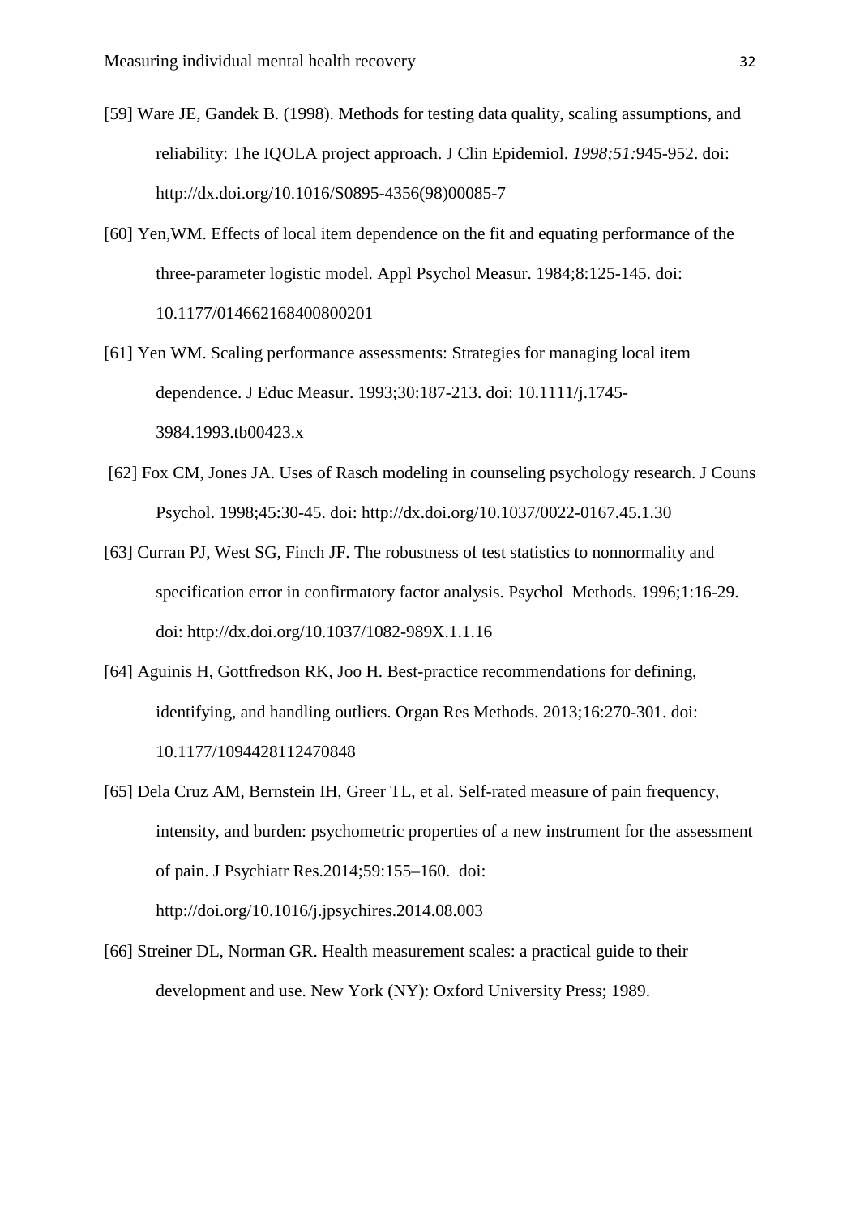[59] Ware JE, Gandek B. (1998). Methods for testing data quality, scaling assumptions, and reliability: The IQOLA project approach. J Clin Epidemiol. *1998;51:*945-952. doi: http://dx.doi.org/10.1016/S0895-4356(98)00085-7

[60] Yen,WM. Effects of local item dependence on the fit and equating performance of the three-parameter logistic model. Appl Psychol Measur. 1984;8:125-145. doi: 10.1177/014662168400800201

[61] Yen WM. Scaling performance assessments: Strategies for managing local item dependence. J Educ Measur. 1993;30:187-213. doi: 10.1111/j.1745-3984.1993.tb00423.x

[62] Fox CM, Jones JA. Uses of Rasch modeling in counseling psychology research. J Couns Psychol. 1998;45:30-45. doi: http://dx.doi.org/10.1037/0022-0167.45.1.30

[63] Curran PJ, West SG, Finch JF. The robustness of test statistics to nonnormality and specification error in confirmatory factor analysis. Psychol Methods. 1996;1:16-29. doi: http://dx.doi.org/10.1037/1082-989X.1.1.16

[64] Aguinis H, Gottfredson RK, Joo H. Best-practice recommendations for defining, identifying, and handling outliers. Organ Res Methods. 2013;16:270-301. doi: 10.1177/1094428112470848

[65] Dela Cruz AM, Bernstein IH, Greer TL, et al. Self-rated measure of pain frequency, intensity, and burden: psychometric properties of a new instrument for the assessment of pain. J Psychiatr Res.2014;59:155–160. doi: http://doi.org/10.1016/j.jpsychires.2014.08.003

[66] Streiner DL, Norman GR. Health measurement scales: a practical guide to their development and use. New York (NY): Oxford University Press; 1989.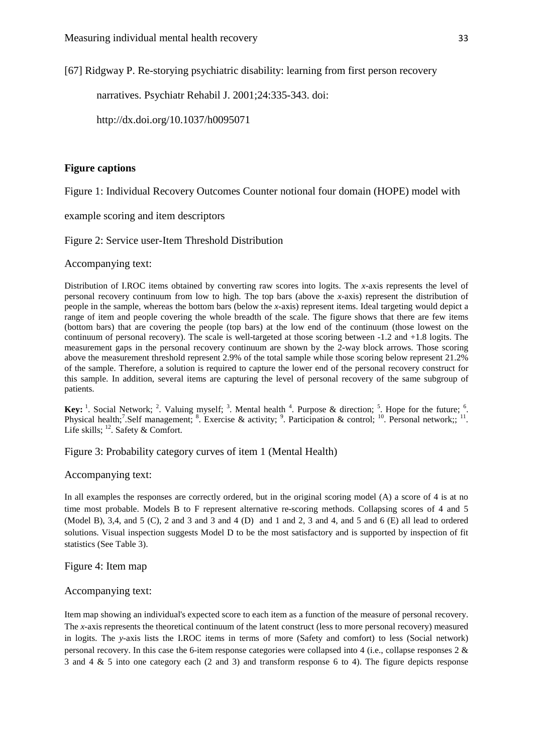[67] Ridgway P. Re-storying psychiatric disability: learning from first person recovery narratives. Psychiatr Rehabil J. 2001;24:335-343. doi: http://dx.doi.org/10.1037/h0095071

## Figure captions

Figure 1: Individual Recovery Outcomes Counter notional four domain (HOPE) model with example scoring and item descriptors

Figure 2: Service user-Item Threshold Distribution

Accompanying text:

Distribution of I.ROC items obtained by converting raw scores into logits. The *x*-axis represents the level of personal recovery continuum from low to high. The top bars (above the *x*-axis) represent the distribution of people in the sample, whereas the bottom bars (below the *x*-axis) represent items. Ideal targeting would depict a range of item and people covering the whole breadth of the scale. The figure shows that there are few items (bottom bars) that are covering the people (top bars) at the low end of the continuum (those lowest on the continuum of personal recovery). The scale is well-targeted at those scoring between -1.2 and +1.8 logits. The measurement gaps in the personal recovery continuum are shown by the 2-way block arrows. Those scoring above the measurement threshold represent 2.9% of the total sample while those scoring below represent 21.2% of the sample. Therefore, a solution is required to capture the lower end of the personal recovery construct for this sample. In addition, several items are capturing the level of personal recovery of the same subgroup of patients.

**Key:** [1]. Social Network; [2]. Valuing myself; [3]. Mental health [4]. Purpose & direction; [5]. Hope for the future; [6]. Physical health;[7].Self management; [8]. Exercise & activity; [9]. Participation & control; [10]. Personal network;; [11]. Life skills; [12]. Safety & Comfort.

Figure 3: Probability category curves of item 1 (Mental Health)

Accompanying text:

In all examples the responses are correctly ordered, but in the original scoring model (A) a score of 4 is at no time most probable. Models B to F represent alternative re-scoring methods. Collapsing scores of 4 and 5 (Model B), 3,4, and 5 (C), 2 and 3 and 3 and 4 (D) and 1 and 2, 3 and 4, and 5 and 6 (E) all lead to ordered solutions. Visual inspection suggests Model D to be the most satisfactory and is supported by inspection of fit statistics (See Table 3).

Figure 4: Item map

Accompanying text:

Item map showing an individual's expected score to each item as a function of the measure of personal recovery. The *x*-axis represents the theoretical continuum of the latent construct (less to more personal recovery) measured in logits. The *y*-axis lists the I.ROC items in terms of more (Safety and comfort) to less (Social network) personal recovery. In this case the 6-item response categories were collapsed into 4 (i.e., collapse responses 2 & 3 and 4 & 5 into one category each (2 and 3) and transform response 6 to 4). The figure depicts response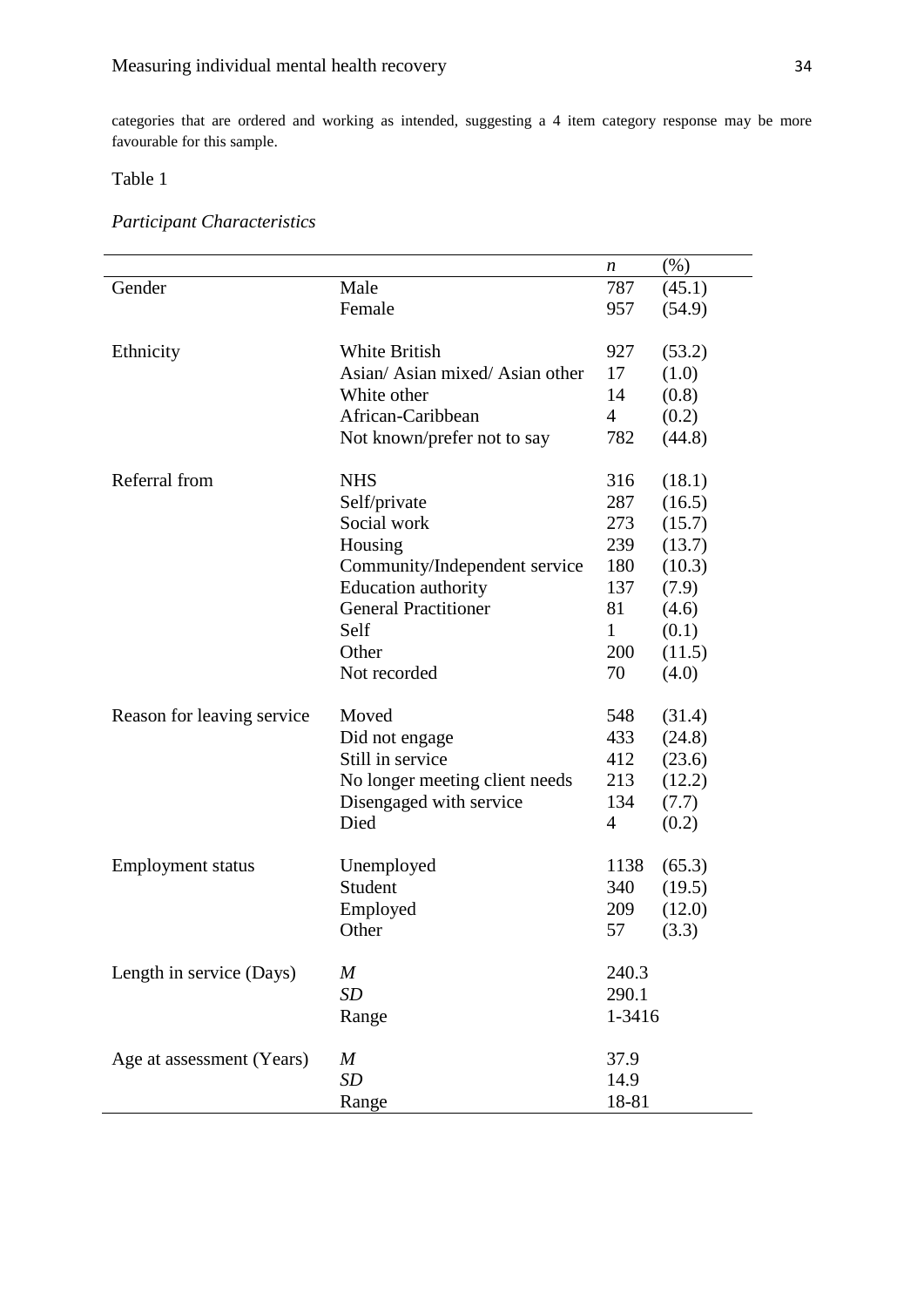categories that are ordered and working as intended, suggesting a 4 item category response may be more favourable for this sample.

Table 1

*Participant Characteristics*

| | | *n* | (%) |
|---|---|---|---|
| Gender | Male | 787 | (45.1) |
| | Female | 957 | (54.9) |
| Ethnicity | White British | 927 | (53.2) |
| | Asian/ Asian mixed/ Asian other | 17 | (1.0) |
| | White other | 14 | (0.8) |
| | African-Caribbean | 4 | (0.2) |
| | Not known/prefer not to say | 782 | (44.8) |
| Referral from | NHS | 316 | (18.1) |
| | Self/private | 287 | (16.5) |
| | Social work | 273 | (15.7) |
| | Housing | 239 | (13.7) |
| | Community/Independent service | 180 | (10.3) |
| | Education authority | 137 | (7.9) |
| | General Practitioner | 81 | (4.6) |
| | Self | 1 | (0.1) |
| | Other | 200 | (11.5) |
| | Not recorded | 70 | (4.0) |
| Reason for leaving service | Moved | 548 | (31.4) |
| | Did not engage | 433 | (24.8) |
| | Still in service | 412 | (23.6) |
| | No longer meeting client needs | 213 | (12.2) |
| | Disengaged with service | 134 | (7.7) |
| | Died | 4 | (0.2) |
| Employment status | Unemployed | 1138 | (65.3) |
| | Student | 340 | (19.5) |
| | Employed | 209 | (12.0) |
| | Other | 57 | (3.3) |
| Length in service (Days) | *M* | 240.3 | |
| | *SD* | 290.1 | |
| | Range | 1-3416 | |
| Age at assessment (Years) | *M* | 37.9 | |
| | *SD* | 14.9 | |
| | Range | 18-81 | |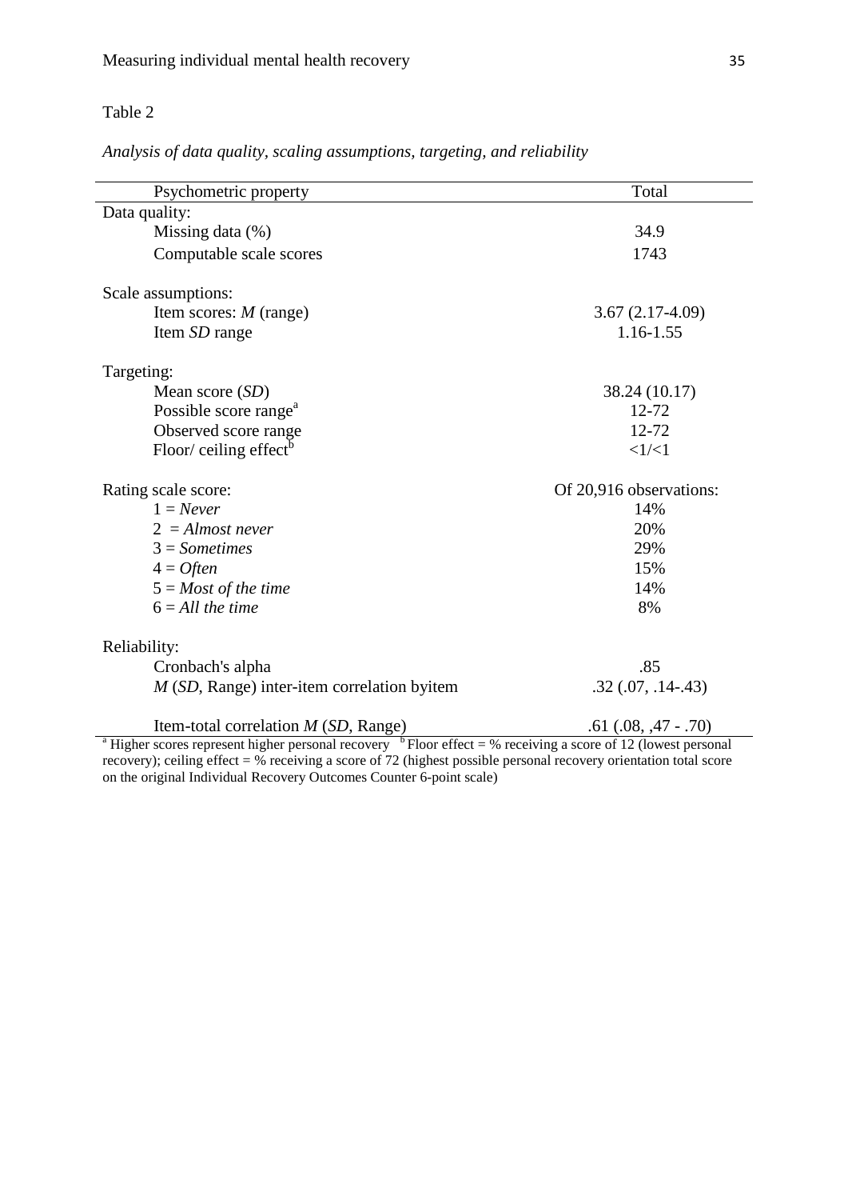Table 2

*Analysis of data quality, scaling assumptions, targeting, and reliability*

| Psychometric property | Total |
|---|---|
| Data quality: | |
| Missing data (%) | 34.9 |
| Computable scale scores | 1743 |
| Scale assumptions: | |
| Item scores: *M* (range) | 3.67 (2.17-4.09) |
| Item *SD* range | 1.16-1.55 |
| Targeting: | |
| Mean score (*SD*) | 38.24 (10.17) |
| Possible score range[a] | 12-72 |
| Observed score range | 12-72 |
| Floor/ ceiling effect[b] | <1/<1 |
| Rating scale score: | Of 20,916 observations: |
| 1 = *Never* | 14% |
| 2 = *Almost never* | 20% |
| 3 = *Sometimes* | 29% |
| 4 = *Often* | 15% |
| 5 = *Most of the time* | 14% |
| 6 = *All the time* | 8% |
| Reliability: | |
| Cronbach's alpha | .85 |
| *M* (*SD*, Range) inter-item correlation byitem | .32 (.07, .14-.43) |
| Item-total correlation *M* (*SD*, Range) | .61 (.08, ,47 - .70) |

[a] Higher scores represent higher personal recovery [b] Floor effect = % receiving a score of 12 (lowest personal recovery); ceiling effect = % receiving a score of 72 (highest possible personal recovery orientation total score on the original Individual Recovery Outcomes Counter 6-point scale)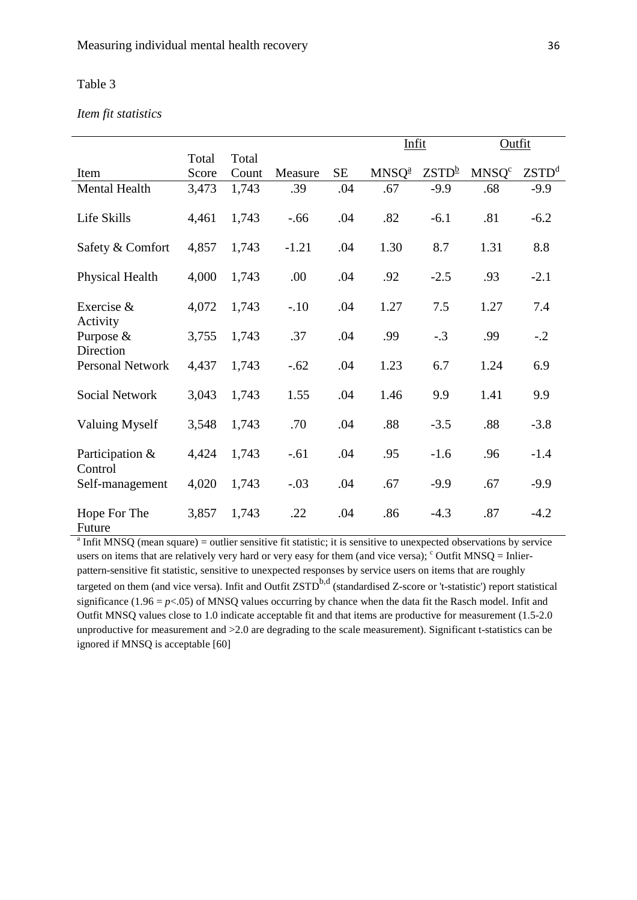Table 3

*Item fit statistics*

| | | | | | Infit | | Outfit | |
|---|---|---|---|---|---|---|---|---|
| Item | Total Score | Total Count | Measure | SE | MNSQ[a] | ZSTD[b] | MNSQ[c] | ZSTD[d] |
| Mental Health | 3,473 | 1,743 | .39 | .04 | .67 | -9.9 | .68 | -9.9 |
| Life Skills | 4,461 | 1,743 | -.66 | .04 | .82 | -6.1 | .81 | -6.2 |
| Safety & Comfort | 4,857 | 1,743 | -1.21 | .04 | 1.30 | 8.7 | 1.31 | 8.8 |
| Physical Health | 4,000 | 1,743 | .00 | .04 | .92 | -2.5 | .93 | -2.1 |
| Exercise & Activity | 4,072 | 1,743 | -.10 | .04 | 1.27 | 7.5 | 1.27 | 7.4 |
| Purpose & Direction | 3,755 | 1,743 | .37 | .04 | .99 | -.3 | .99 | -.2 |
| Personal Network | 4,437 | 1,743 | -.62 | .04 | 1.23 | 6.7 | 1.24 | 6.9 |
| Social Network | 3,043 | 1,743 | 1.55 | .04 | 1.46 | 9.9 | 1.41 | 9.9 |
| Valuing Myself | 3,548 | 1,743 | .70 | .04 | .88 | -3.5 | .88 | -3.8 |
| Participation & Control | 4,424 | 1,743 | -.61 | .04 | .95 | -1.6 | .96 | -1.4 |
| Self-management | 4,020 | 1,743 | -.03 | .04 | .67 | -9.9 | .67 | -9.9 |
| Hope For The Future | 3,857 | 1,743 | .22 | .04 | .86 | -4.3 | .87 | -4.2 |

[a] Infit MNSQ (mean square) = outlier sensitive fit statistic; it is sensitive to unexpected observations by service users on items that are relatively very hard or very easy for them (and vice versa); [c] Outfit MNSQ = Inlier-pattern-sensitive fit statistic, sensitive to unexpected responses by service users on items that are roughly targeted on them (and vice versa). Infit and Outfit ZSTD[b,d] (standardised Z-score or 't-statistic') report statistical significance (1.96 = *p*<.05) of MNSQ values occurring by chance when the data fit the Rasch model. Infit and Outfit MNSQ values close to 1.0 indicate acceptable fit and that items are productive for measurement (1.5-2.0 unproductive for measurement and >2.0 are degrading to the scale measurement). Significant t-statistics can be ignored if MNSQ is acceptable [60]